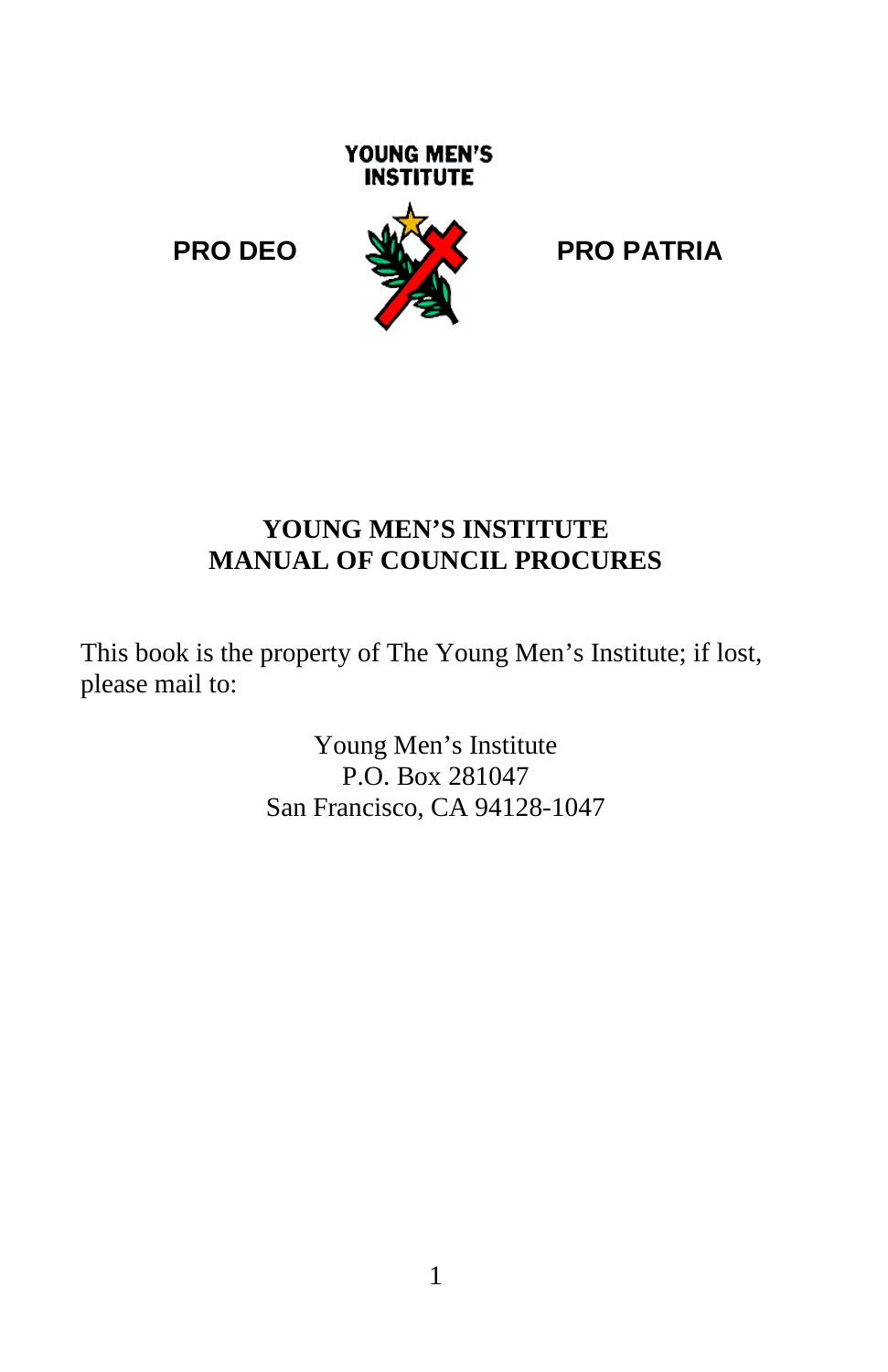YOUNG MEN'S INSTITUTE

**PRO DEO** **PRO PATRIA**

# YOUNG MEN'S INSTITUTE
# MANUAL OF COUNCIL PROCURES

This book is the property of The Young Men's Institute; if lost, please mail to:

Young Men's Institute
P.O. Box 281047
San Francisco, CA 94128-1047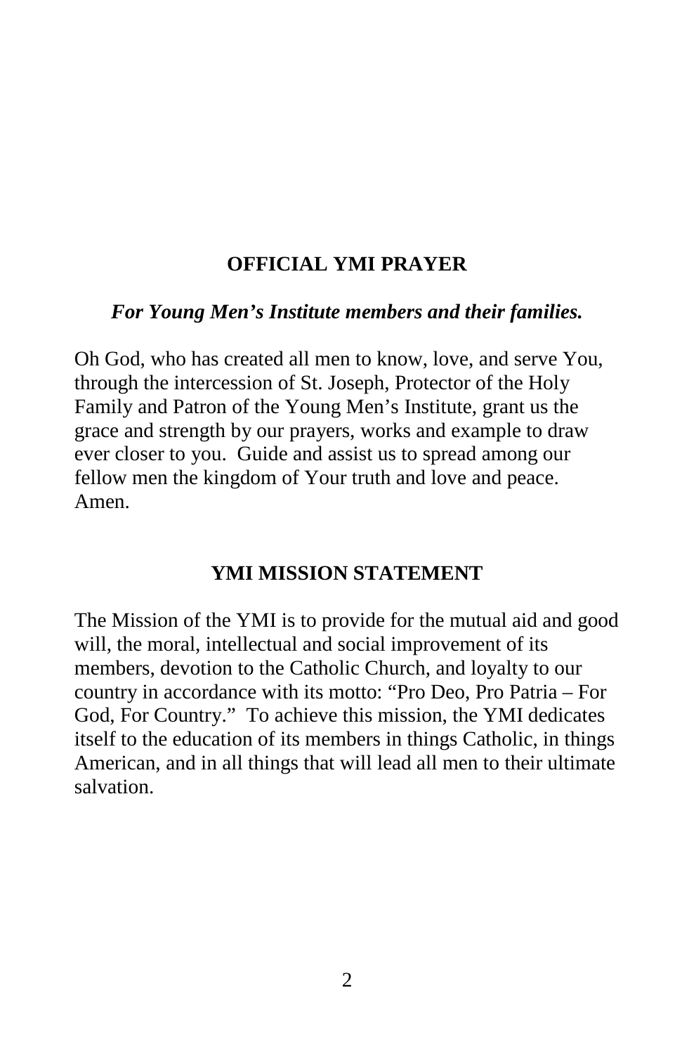## OFFICIAL YMI PRAYER

***For Young Men's Institute members and their families.***

Oh God, who has created all men to know, love, and serve You, through the intercession of St. Joseph, Protector of the Holy Family and Patron of the Young Men's Institute, grant us the grace and strength by our prayers, works and example to draw ever closer to you. Guide and assist us to spread among our fellow men the kingdom of Your truth and love and peace. Amen.

## YMI MISSION STATEMENT

The Mission of the YMI is to provide for the mutual aid and good will, the moral, intellectual and social improvement of its members, devotion to the Catholic Church, and loyalty to our country in accordance with its motto: "Pro Deo, Pro Patria – For God, For Country." To achieve this mission, the YMI dedicates itself to the education of its members in things Catholic, in things American, and in all things that will lead all men to their ultimate salvation.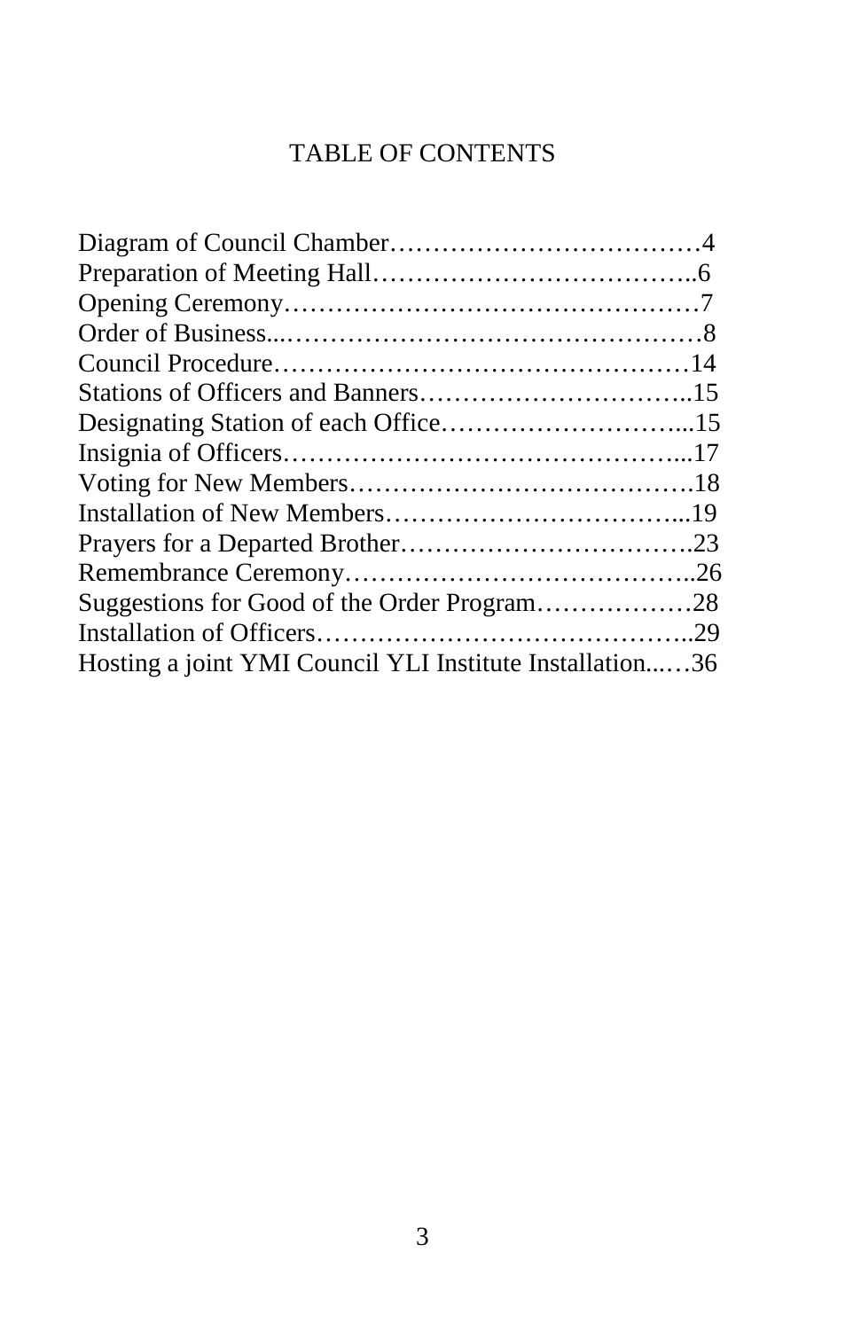# TABLE OF CONTENTS

Diagram of Council Chamber……………………………….4
Preparation of Meeting Hall………………………………..6
Opening Ceremony………………………………………7
Order of Business...…………………………………………8
Council Procedure…………………………………………14
Stations of Officers and Banners…………………………..15
Designating Station of each Office………………………...15
Insignia of Officers……………………………………...17
Voting for New Members………………………………….18
Installation of New Members……………………………...19
Prayers for a Departed Brother…………………………….23
Remembrance Ceremony…………………………………..26
Suggestions for Good of the Order Program………………28
Installation of Officers……………………………………..29
Hosting a joint YMI Council YLI Institute Installation..…36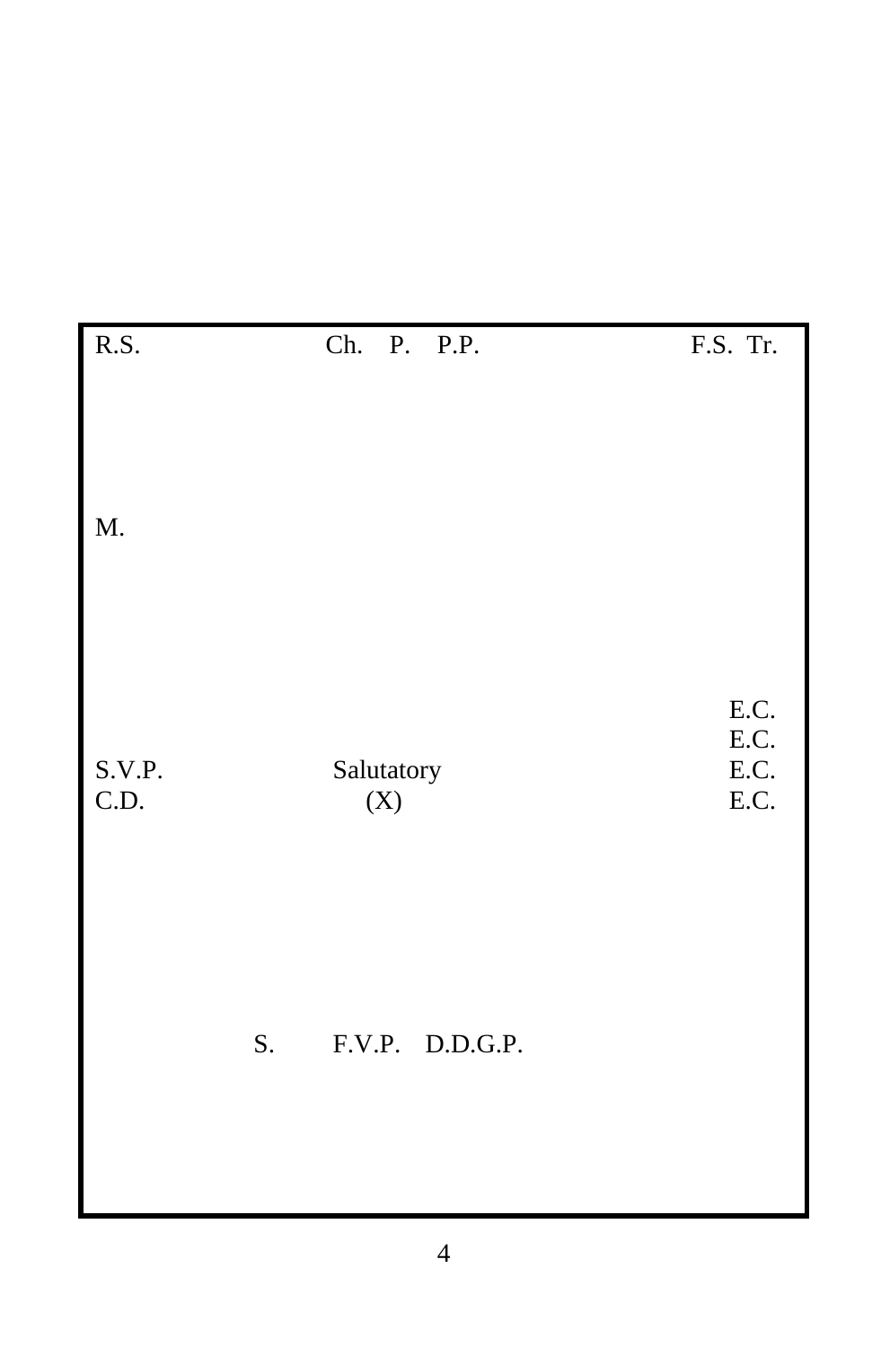R.S. Ch. P. P.P. F.S. Tr.

M.

E.C.
E.C.
S.V.P. Salutatory E.C.
C.D. (X) E.C.

S. F.V.P. D.D.G.P.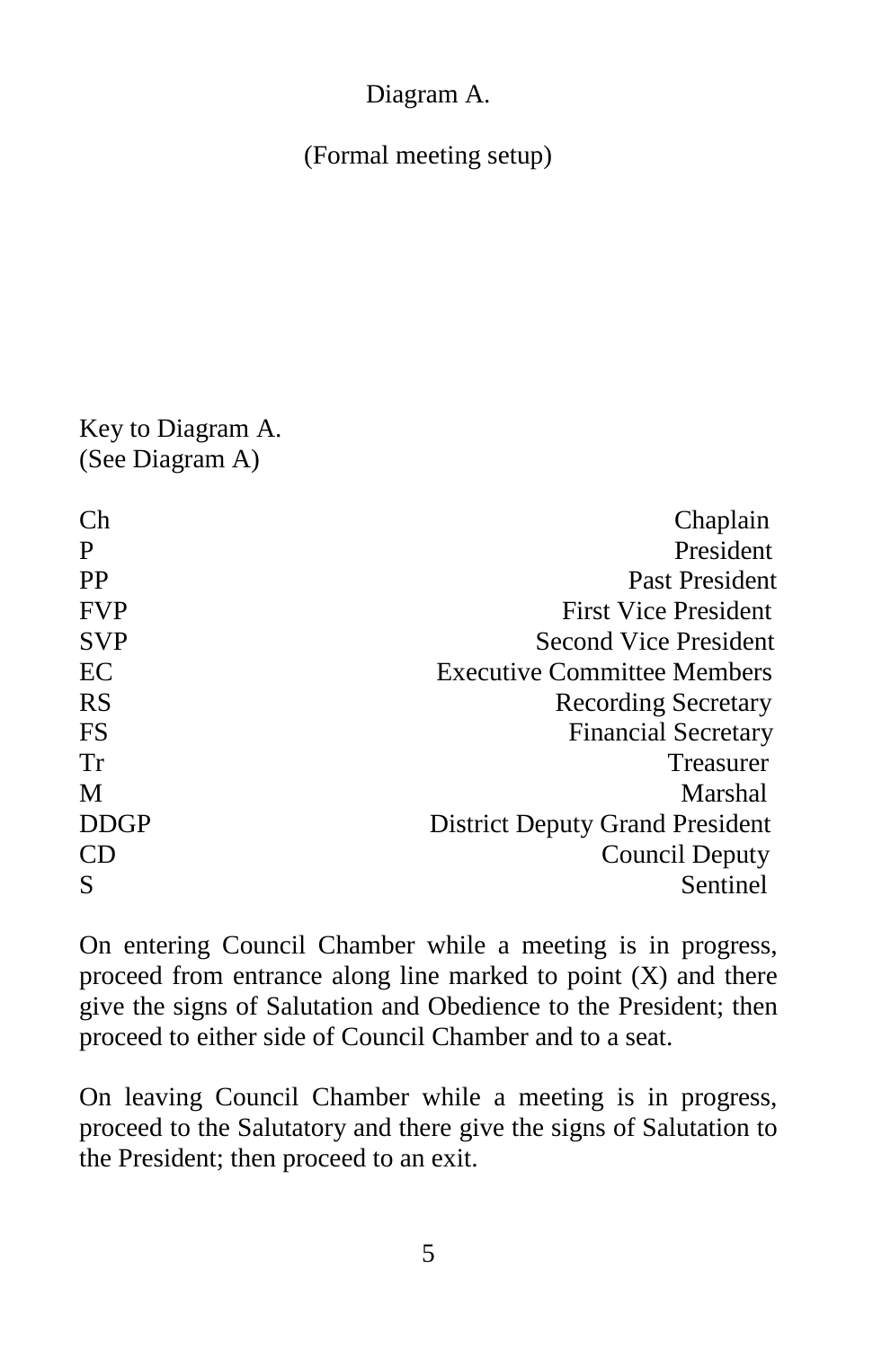Diagram A.

(Formal meeting setup)

Key to Diagram A.
(See Diagram A)

| | |
|---|---|
| Ch | Chaplain |
| P | President |
| PP | Past President |
| FVP | First Vice President |
| SVP | Second Vice President |
| EC | Executive Committee Members |
| RS | Recording Secretary |
| FS | Financial Secretary |
| Tr | Treasurer |
| M | Marshal |
| DDGP | District Deputy Grand President |
| CD | Council Deputy |
| S | Sentinel |

On entering Council Chamber while a meeting is in progress, proceed from entrance along line marked to point (X) and there give the signs of Salutation and Obedience to the President; then proceed to either side of Council Chamber and to a seat.

On leaving Council Chamber while a meeting is in progress, proceed to the Salutatory and there give the signs of Salutation to the President; then proceed to an exit.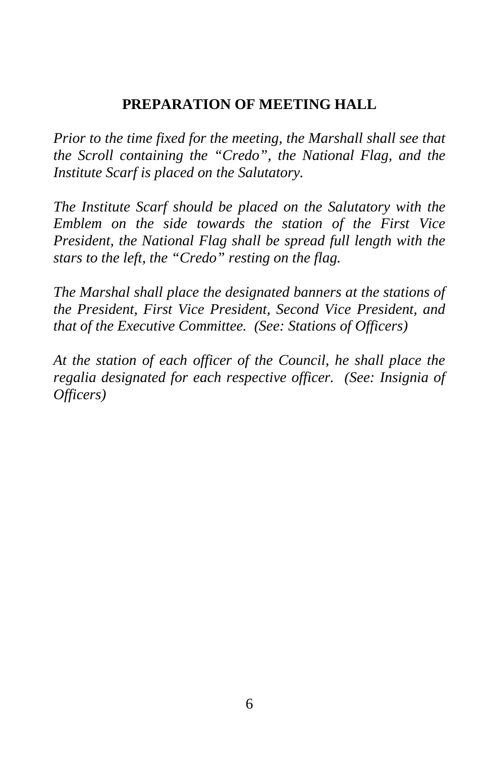## PREPARATION OF MEETING HALL

*Prior to the time fixed for the meeting, the Marshall shall see that the Scroll containing the "Credo", the National Flag, and the Institute Scarf is placed on the Salutatory.*

*The Institute Scarf should be placed on the Salutatory with the Emblem on the side towards the station of the First Vice President, the National Flag shall be spread full length with the stars to the left, the "Credo" resting on the flag.*

*The Marshal shall place the designated banners at the stations of the President, First Vice President, Second Vice President, and that of the Executive Committee. (See: Stations of Officers)*

*At the station of each officer of the Council, he shall place the regalia designated for each respective officer. (See: Insignia of Officers)*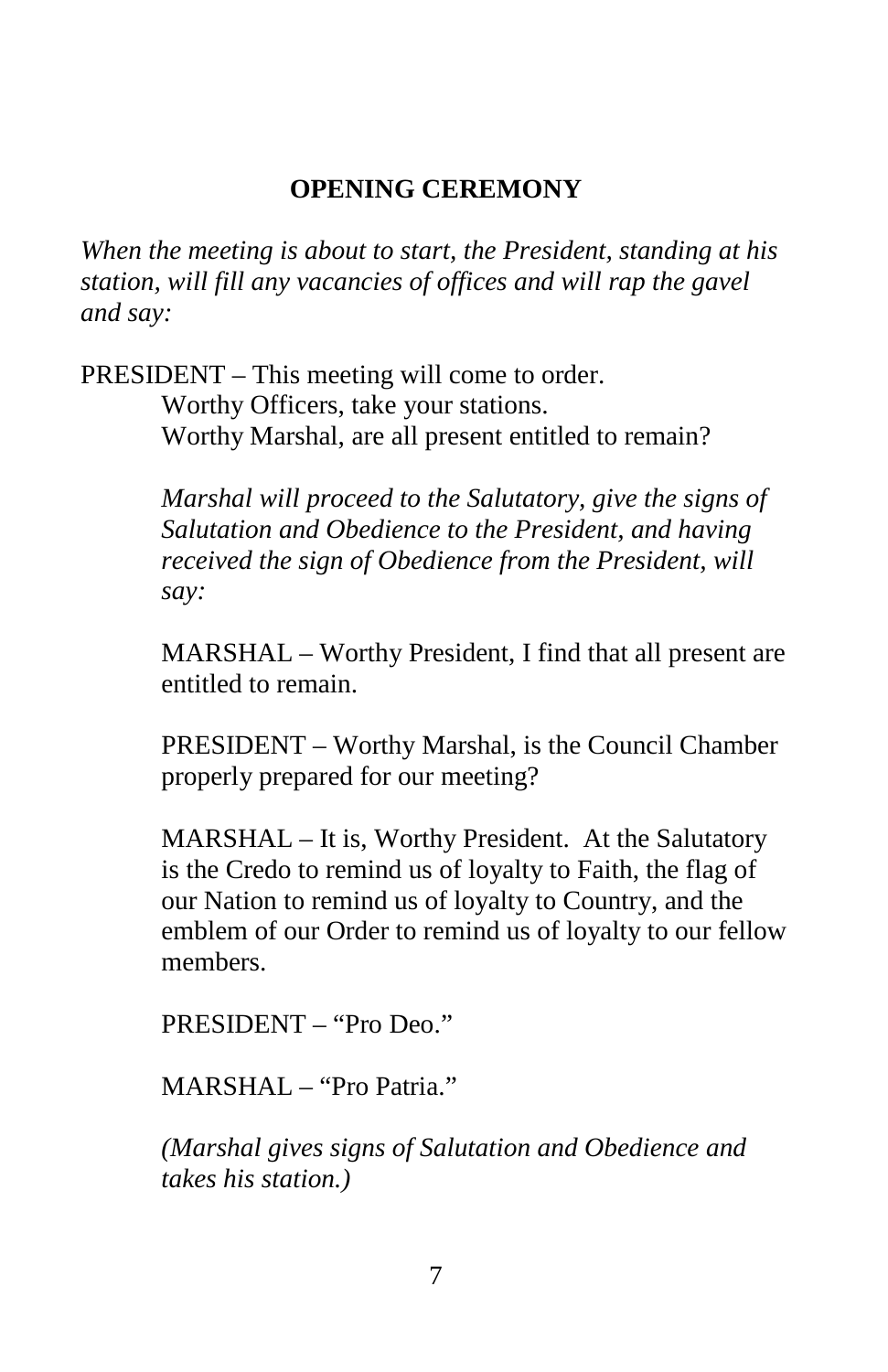## OPENING CEREMONY

*When the meeting is about to start, the President, standing at his station, will fill any vacancies of offices and will rap the gavel and say:*

PRESIDENT – This meeting will come to order.
Worthy Officers, take your stations.
Worthy Marshal, are all present entitled to remain?

*Marshal will proceed to the Salutatory, give the signs of Salutation and Obedience to the President, and having received the sign of Obedience from the President, will say:*

MARSHAL – Worthy President, I find that all present are entitled to remain.

PRESIDENT – Worthy Marshal, is the Council Chamber properly prepared for our meeting?

MARSHAL – It is, Worthy President. At the Salutatory is the Credo to remind us of loyalty to Faith, the flag of our Nation to remind us of loyalty to Country, and the emblem of our Order to remind us of loyalty to our fellow members.

PRESIDENT – "Pro Deo."

MARSHAL – "Pro Patria."

*(Marshal gives signs of Salutation and Obedience and takes his station.)*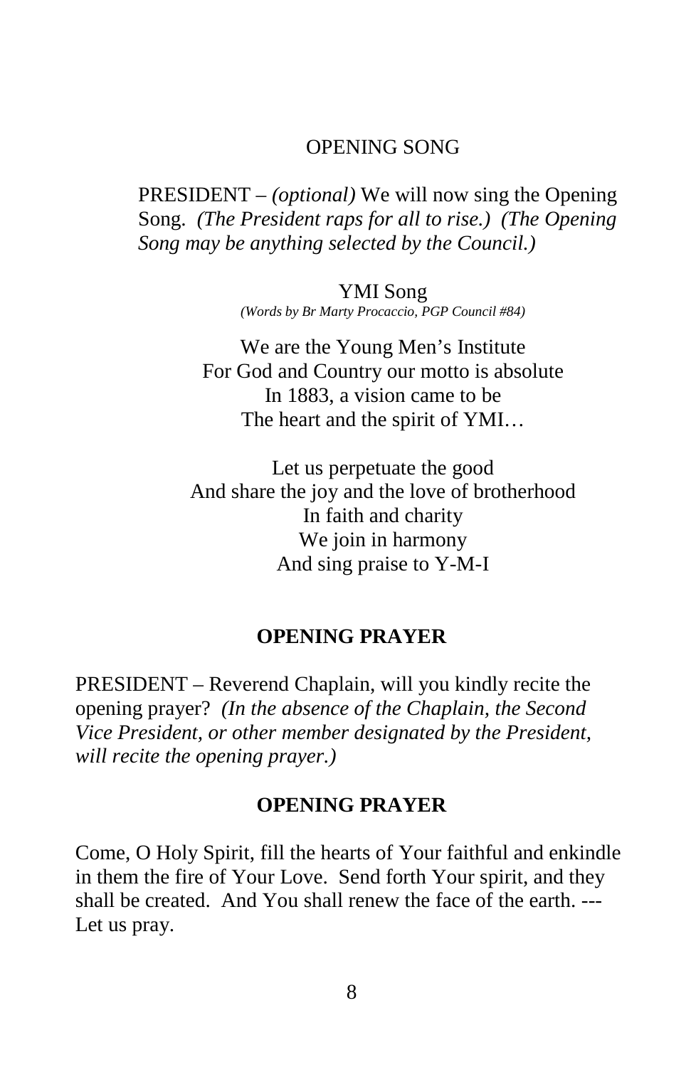## OPENING SONG

PRESIDENT – *(optional)* We will now sing the Opening Song. *(The President raps for all to rise.) (The Opening Song may be anything selected by the Council.)*

YMI Song

*(Words by Br Marty Procaccio, PGP Council #84)*

We are the Young Men's Institute
For God and Country our motto is absolute
In 1883, a vision came to be
The heart and the spirit of YMI…

Let us perpetuate the good
And share the joy and the love of brotherhood
In faith and charity
We join in harmony
And sing praise to Y-M-I

## OPENING PRAYER

PRESIDENT – Reverend Chaplain, will you kindly recite the opening prayer? *(In the absence of the Chaplain, the Second Vice President, or other member designated by the President, will recite the opening prayer.)*

## OPENING PRAYER

Come, O Holy Spirit, fill the hearts of Your faithful and enkindle in them the fire of Your Love. Send forth Your spirit, and they shall be created. And You shall renew the face of the earth. --- Let us pray.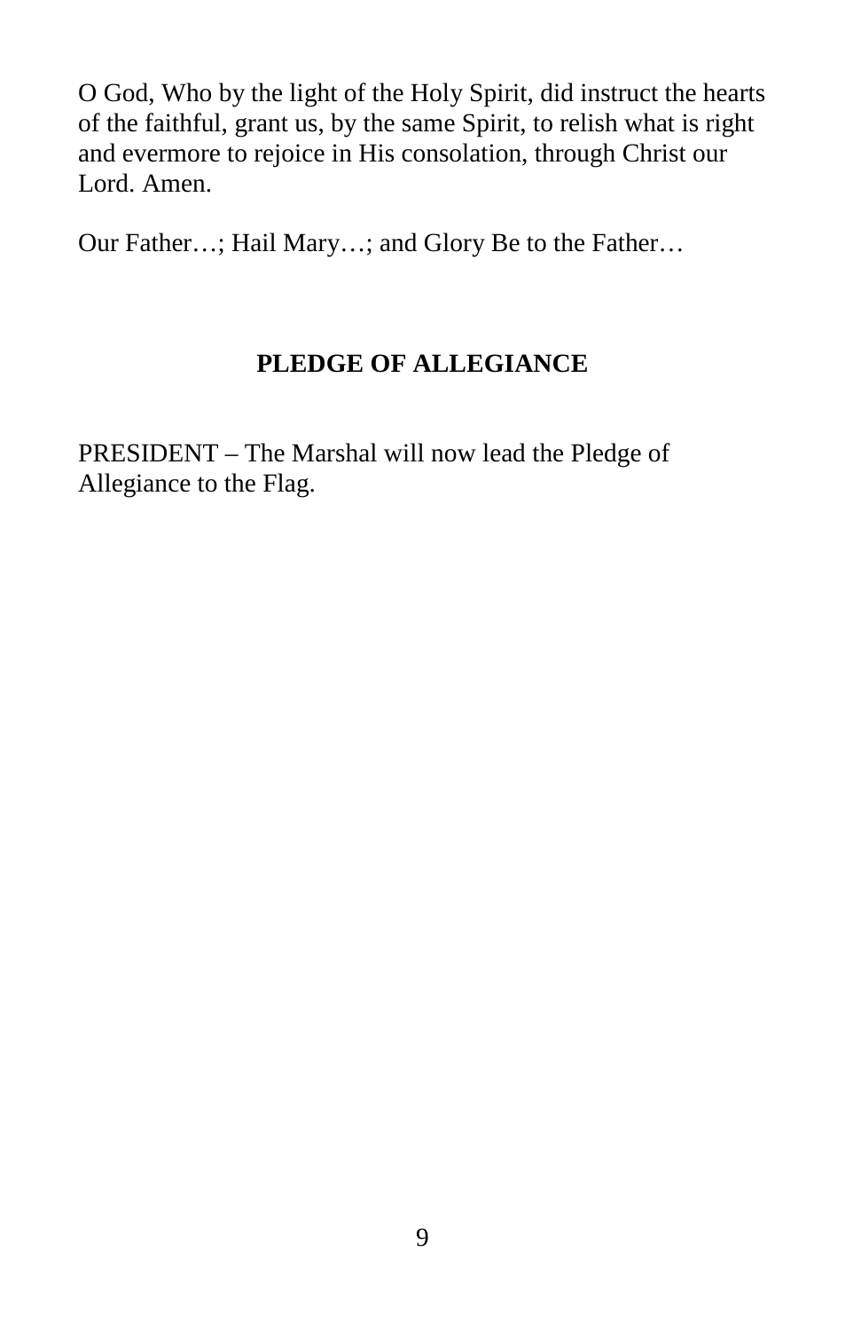O God, Who by the light of the Holy Spirit, did instruct the hearts of the faithful, grant us, by the same Spirit, to relish what is right and evermore to rejoice in His consolation, through Christ our Lord. Amen.

Our Father…; Hail Mary…; and Glory Be to the Father…

## PLEDGE OF ALLEGIANCE

PRESIDENT – The Marshal will now lead the Pledge of Allegiance to the Flag.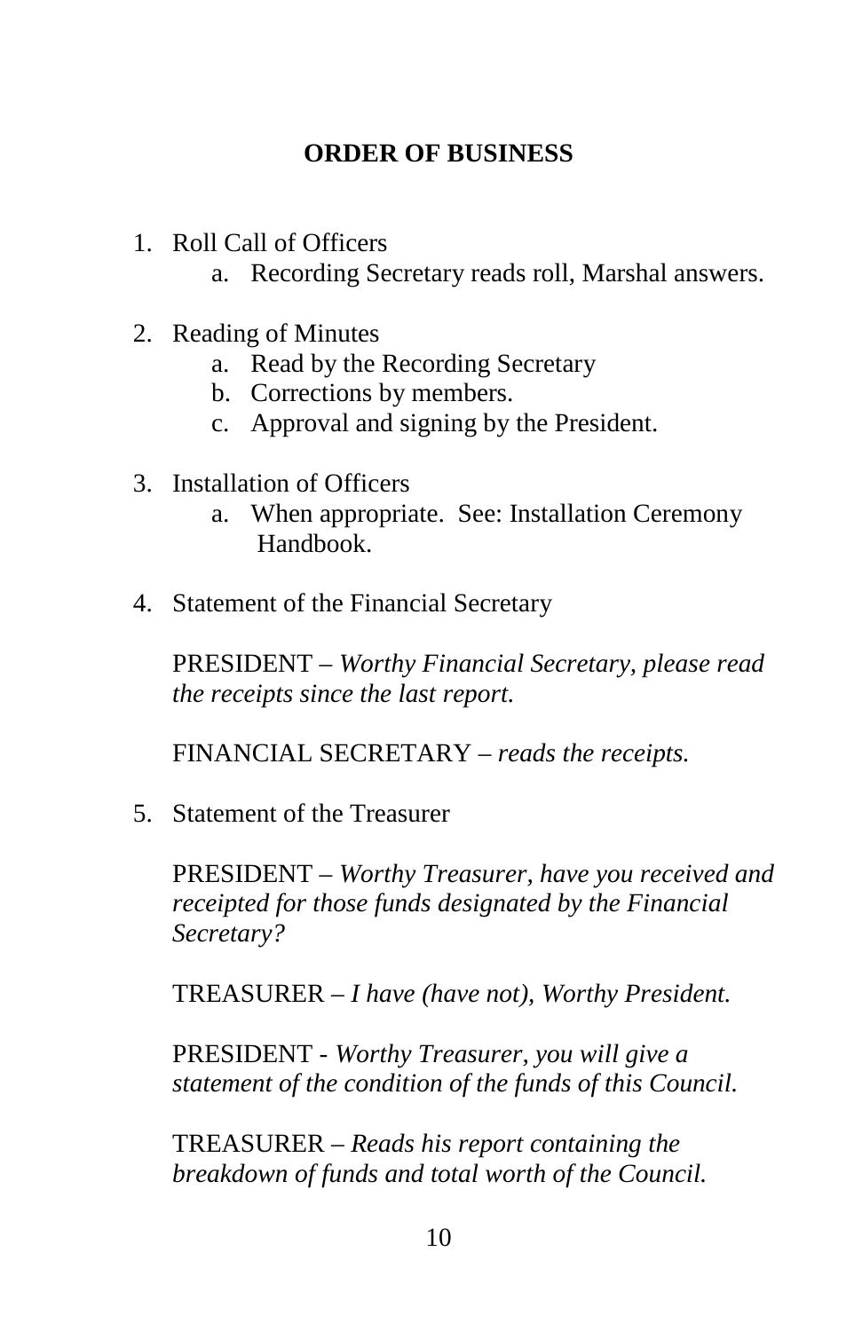## ORDER OF BUSINESS

1. Roll Call of Officers
    a. Recording Secretary reads roll, Marshal answers.

2. Reading of Minutes
    a. Read by the Recording Secretary
    b. Corrections by members.
    c. Approval and signing by the President.

3. Installation of Officers
    a. When appropriate. See: Installation Ceremony Handbook.

4. Statement of the Financial Secretary

    PRESIDENT – *Worthy Financial Secretary, please read the receipts since the last report.*

    FINANCIAL SECRETARY – *reads the receipts.*

5. Statement of the Treasurer

    PRESIDENT – *Worthy Treasurer, have you received and receipted for those funds designated by the Financial Secretary?*

    TREASURER – *I have (have not), Worthy President.*

    PRESIDENT - *Worthy Treasurer, you will give a statement of the condition of the funds of this Council.*

    TREASURER – *Reads his report containing the breakdown of funds and total worth of the Council.*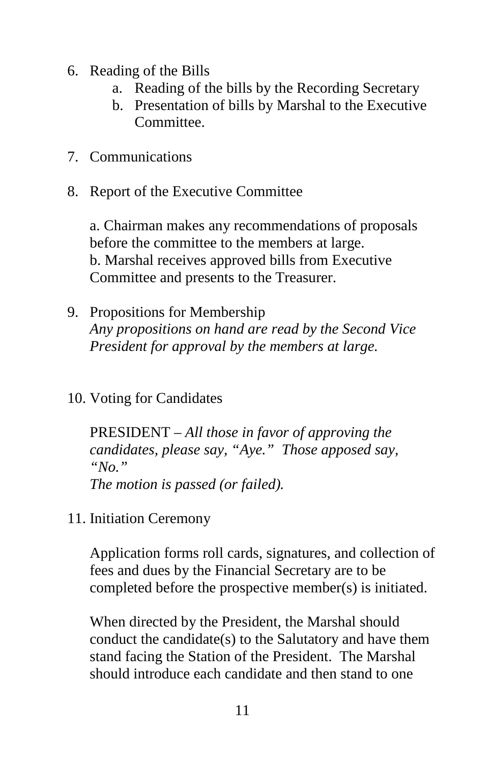6. Reading of the Bills
    a. Reading of the bills by the Recording Secretary
    b. Presentation of bills by Marshal to the Executive Committee.

7. Communications

8. Report of the Executive Committee

   a. Chairman makes any recommendations of proposals before the committee to the members at large.
   b. Marshal receives approved bills from Executive Committee and presents to the Treasurer.

9. Propositions for Membership
   *Any propositions on hand are read by the Second Vice President for approval by the members at large.*

10. Voting for Candidates

    PRESIDENT – *All those in favor of approving the candidates, please say, "Aye." Those apposed say, "No."*
    *The motion is passed (or failed).*

11. Initiation Ceremony

    Application forms roll cards, signatures, and collection of fees and dues by the Financial Secretary are to be completed before the prospective member(s) is initiated.

    When directed by the President, the Marshal should conduct the candidate(s) to the Salutatory and have them stand facing the Station of the President. The Marshal should introduce each candidate and then stand to one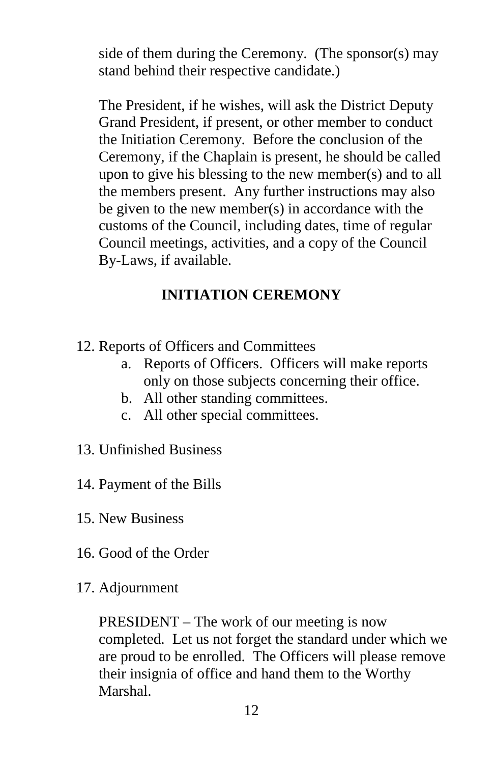side of them during the Ceremony. (The sponsor(s) may stand behind their respective candidate.)

The President, if he wishes, will ask the District Deputy Grand President, if present, or other member to conduct the Initiation Ceremony. Before the conclusion of the Ceremony, if the Chaplain is present, he should be called upon to give his blessing to the new member(s) and to all the members present. Any further instructions may also be given to the new member(s) in accordance with the customs of the Council, including dates, time of regular Council meetings, activities, and a copy of the Council By-Laws, if available.

## INITIATION CEREMONY

12. Reports of Officers and Committees
    a. Reports of Officers. Officers will make reports only on those subjects concerning their office.
    b. All other standing committees.
    c. All other special committees.

13. Unfinished Business

14. Payment of the Bills

15. New Business

16. Good of the Order

17. Adjournment

    PRESIDENT – The work of our meeting is now completed. Let us not forget the standard under which we are proud to be enrolled. The Officers will please remove their insignia of office and hand them to the Worthy Marshal.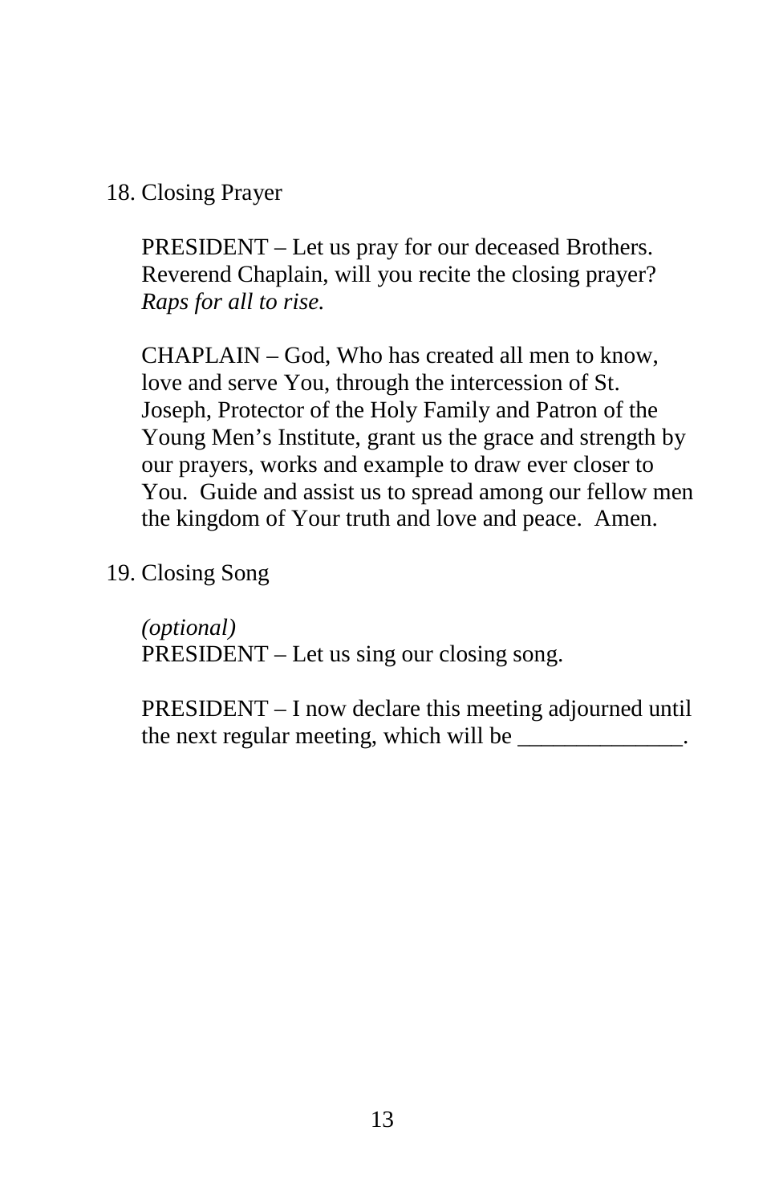18. Closing Prayer

    PRESIDENT – Let us pray for our deceased Brothers. Reverend Chaplain, will you recite the closing prayer? *Raps for all to rise.*

    CHAPLAIN – God, Who has created all men to know, love and serve You, through the intercession of St. Joseph, Protector of the Holy Family and Patron of the Young Men's Institute, grant us the grace and strength by our prayers, works and example to draw ever closer to You. Guide and assist us to spread among our fellow men the kingdom of Your truth and love and peace. Amen.

19. Closing Song

    *(optional)*
    PRESIDENT – Let us sing our closing song.

    PRESIDENT – I now declare this meeting adjourned until the next regular meeting, which will be ______________.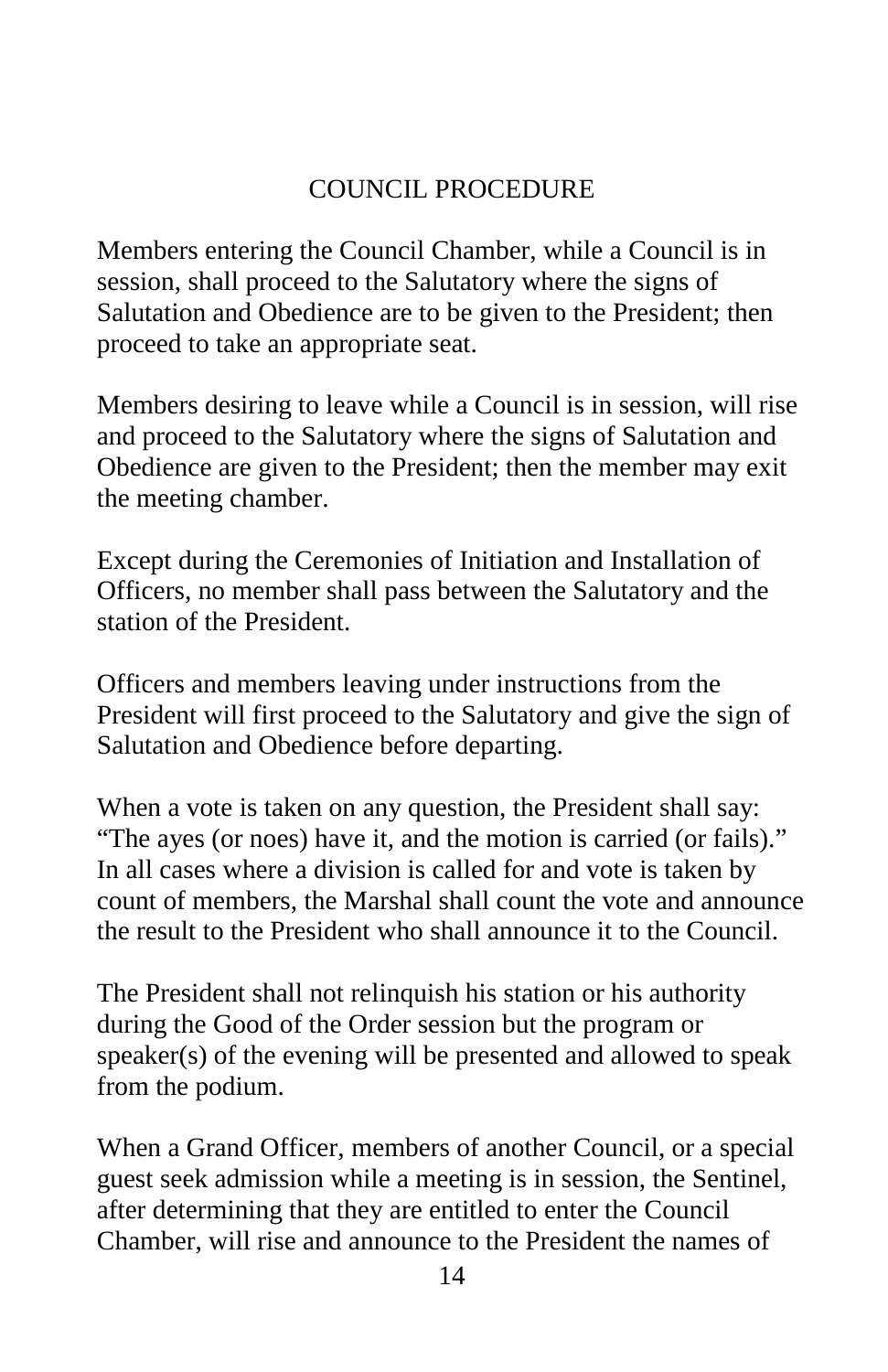## COUNCIL PROCEDURE

Members entering the Council Chamber, while a Council is in session, shall proceed to the Salutatory where the signs of Salutation and Obedience are to be given to the President; then proceed to take an appropriate seat.

Members desiring to leave while a Council is in session, will rise and proceed to the Salutatory where the signs of Salutation and Obedience are given to the President; then the member may exit the meeting chamber.

Except during the Ceremonies of Initiation and Installation of Officers, no member shall pass between the Salutatory and the station of the President.

Officers and members leaving under instructions from the President will first proceed to the Salutatory and give the sign of Salutation and Obedience before departing.

When a vote is taken on any question, the President shall say: "The ayes (or noes) have it, and the motion is carried (or fails)." In all cases where a division is called for and vote is taken by count of members, the Marshal shall count the vote and announce the result to the President who shall announce it to the Council.

The President shall not relinquish his station or his authority during the Good of the Order session but the program or speaker(s) of the evening will be presented and allowed to speak from the podium.

When a Grand Officer, members of another Council, or a special guest seek admission while a meeting is in session, the Sentinel, after determining that they are entitled to enter the Council Chamber, will rise and announce to the President the names of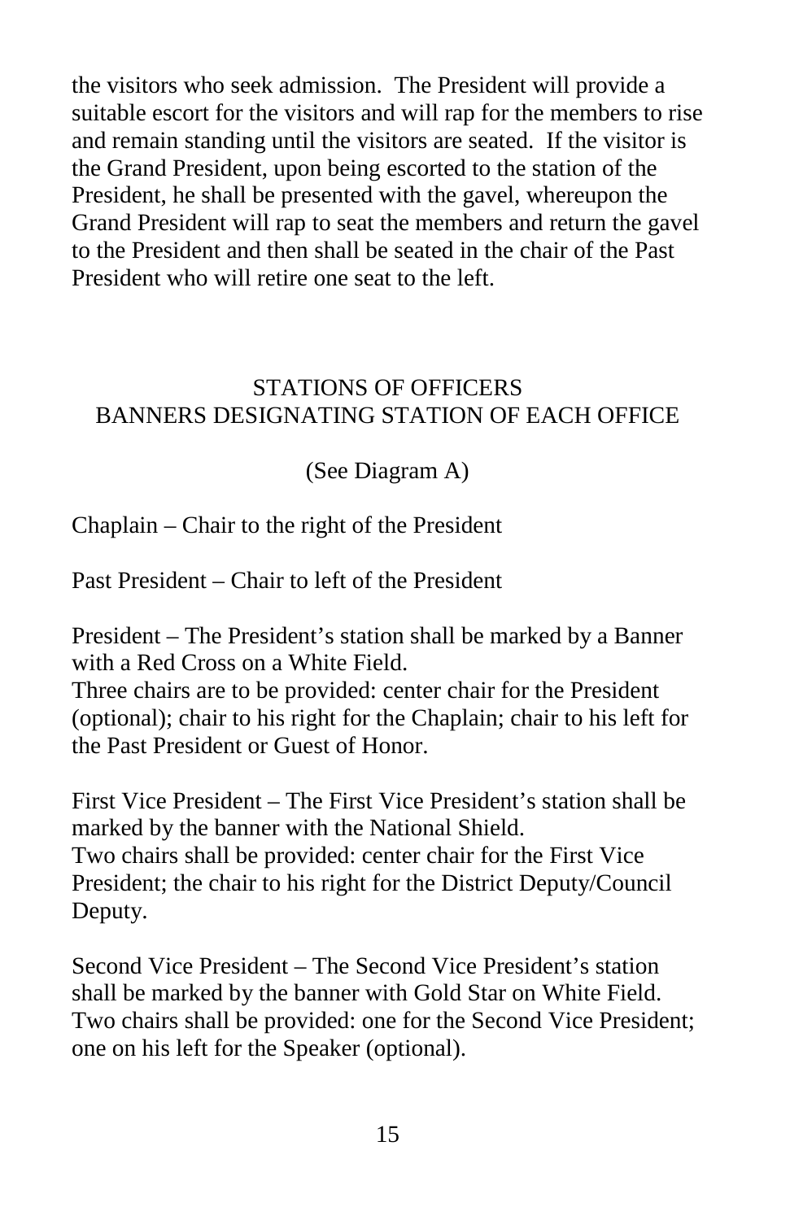the visitors who seek admission. The President will provide a suitable escort for the visitors and will rap for the members to rise and remain standing until the visitors are seated. If the visitor is the Grand President, upon being escorted to the station of the President, he shall be presented with the gavel, whereupon the Grand President will rap to seat the members and return the gavel to the President and then shall be seated in the chair of the Past President who will retire one seat to the left.

## STATIONS OF OFFICERS
## BANNERS DESIGNATING STATION OF EACH OFFICE

(See Diagram A)

Chaplain – Chair to the right of the President

Past President – Chair to left of the President

President – The President's station shall be marked by a Banner with a Red Cross on a White Field.
Three chairs are to be provided: center chair for the President (optional); chair to his right for the Chaplain; chair to his left for the Past President or Guest of Honor.

First Vice President – The First Vice President's station shall be marked by the banner with the National Shield.
Two chairs shall be provided: center chair for the First Vice President; the chair to his right for the District Deputy/Council Deputy.

Second Vice President – The Second Vice President's station shall be marked by the banner with Gold Star on White Field.
Two chairs shall be provided: one for the Second Vice President; one on his left for the Speaker (optional).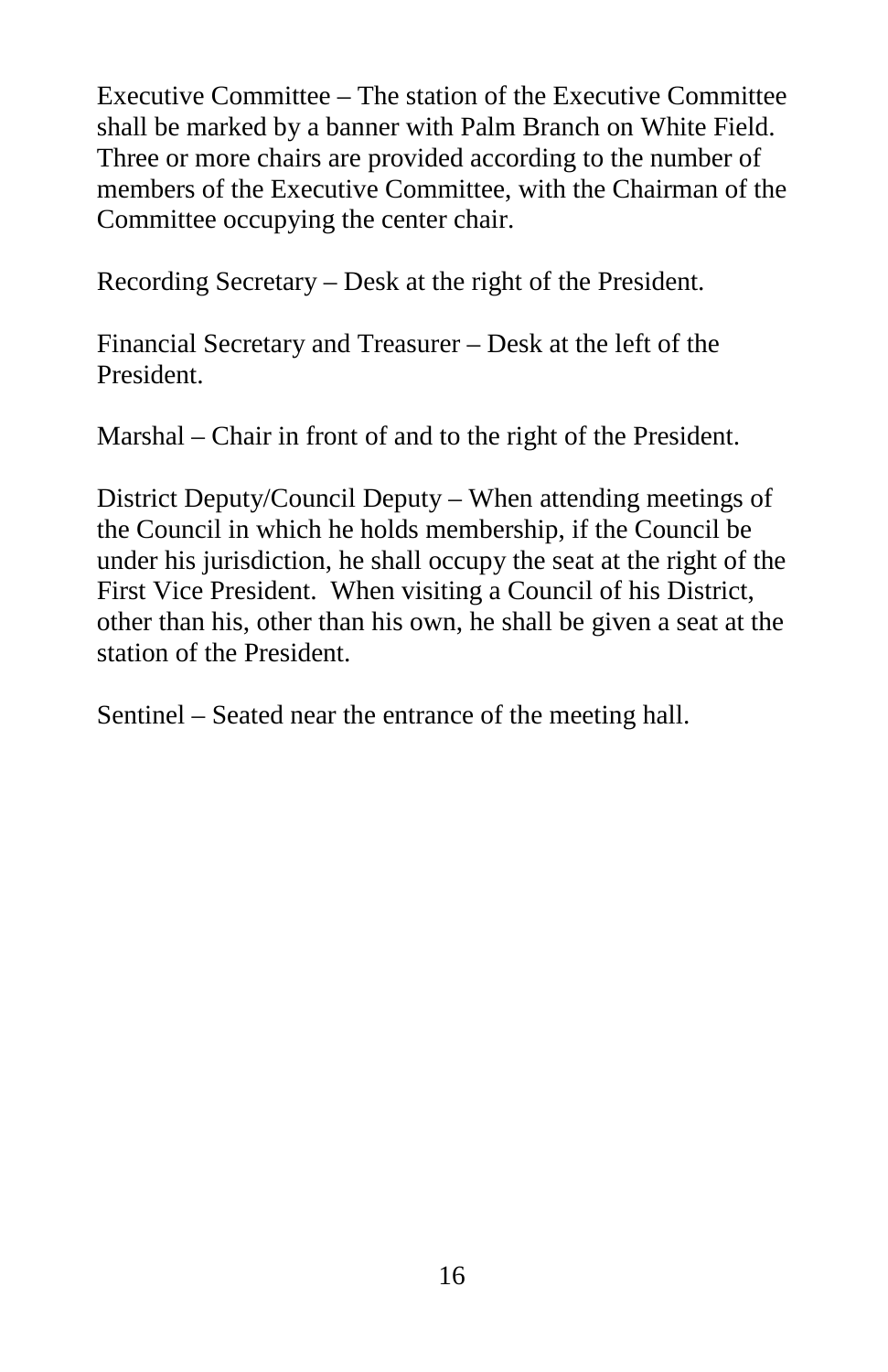Executive Committee – The station of the Executive Committee shall be marked by a banner with Palm Branch on White Field. Three or more chairs are provided according to the number of members of the Executive Committee, with the Chairman of the Committee occupying the center chair.

Recording Secretary – Desk at the right of the President.

Financial Secretary and Treasurer – Desk at the left of the President.

Marshal – Chair in front of and to the right of the President.

District Deputy/Council Deputy – When attending meetings of the Council in which he holds membership, if the Council be under his jurisdiction, he shall occupy the seat at the right of the First Vice President. When visiting a Council of his District, other than his, other than his own, he shall be given a seat at the station of the President.

Sentinel – Seated near the entrance of the meeting hall.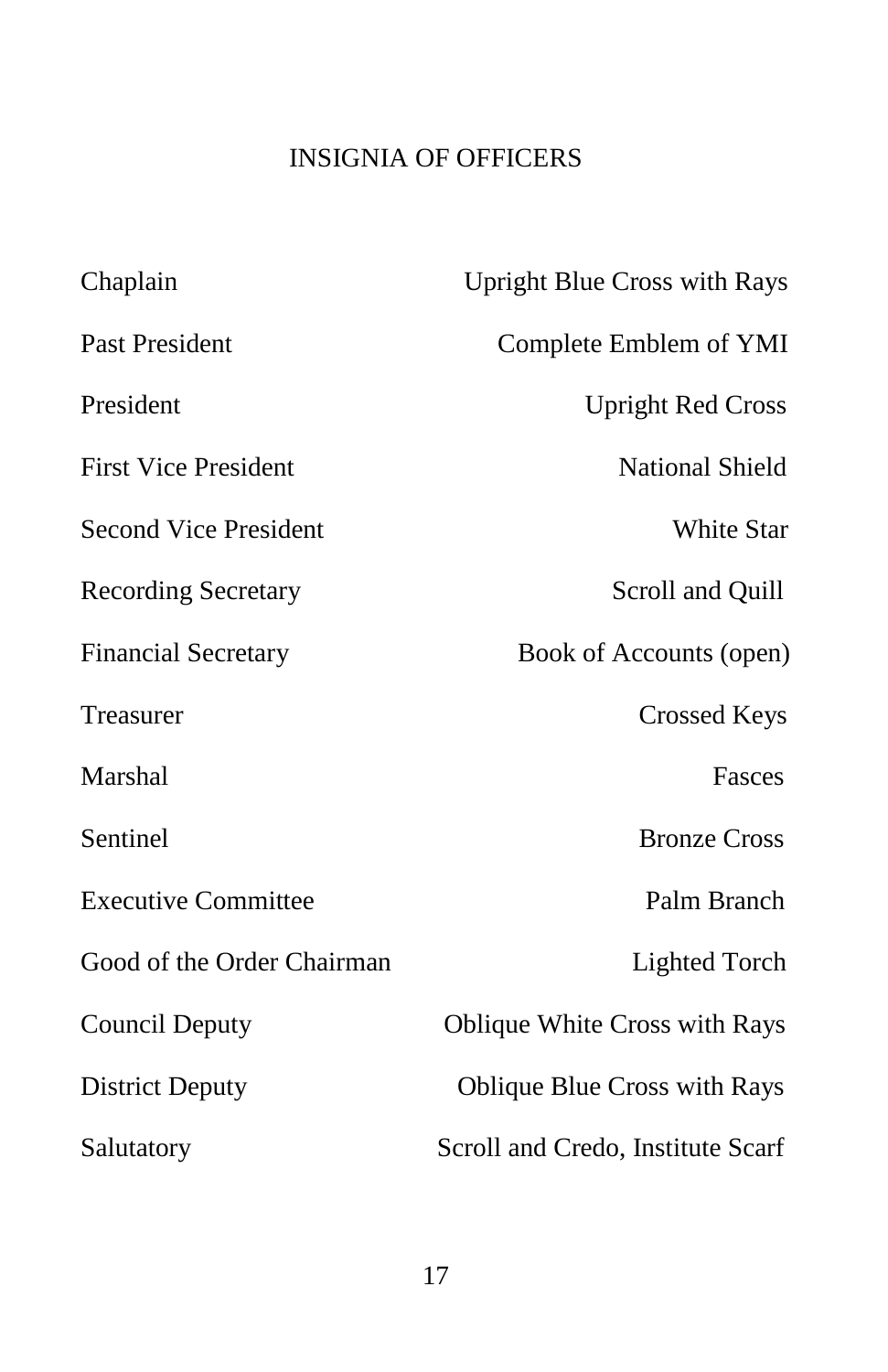# INSIGNIA OF OFFICERS

| Officer | Insignia |
|---|---|
| Chaplain | Upright Blue Cross with Rays |
| Past President | Complete Emblem of YMI |
| President | Upright Red Cross |
| First Vice President | National Shield |
| Second Vice President | White Star |
| Recording Secretary | Scroll and Quill |
| Financial Secretary | Book of Accounts (open) |
| Treasurer | Crossed Keys |
| Marshal | Fasces |
| Sentinel | Bronze Cross |
| Executive Committee | Palm Branch |
| Good of the Order Chairman | Lighted Torch |
| Council Deputy | Oblique White Cross with Rays |
| District Deputy | Oblique Blue Cross with Rays |
| Salutatory | Scroll and Credo, Institute Scarf |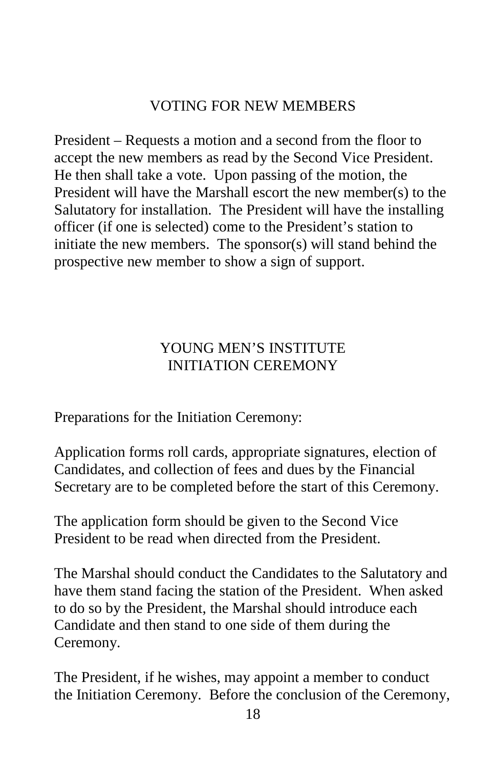## VOTING FOR NEW MEMBERS

President – Requests a motion and a second from the floor to accept the new members as read by the Second Vice President. He then shall take a vote. Upon passing of the motion, the President will have the Marshall escort the new member(s) to the Salutatory for installation. The President will have the installing officer (if one is selected) come to the President's station to initiate the new members. The sponsor(s) will stand behind the prospective new member to show a sign of support.

## YOUNG MEN'S INSTITUTE
## INITIATION CEREMONY

Preparations for the Initiation Ceremony:

Application forms roll cards, appropriate signatures, election of Candidates, and collection of fees and dues by the Financial Secretary are to be completed before the start of this Ceremony.

The application form should be given to the Second Vice President to be read when directed from the President.

The Marshal should conduct the Candidates to the Salutatory and have them stand facing the station of the President. When asked to do so by the President, the Marshal should introduce each Candidate and then stand to one side of them during the Ceremony.

The President, if he wishes, may appoint a member to conduct the Initiation Ceremony. Before the conclusion of the Ceremony,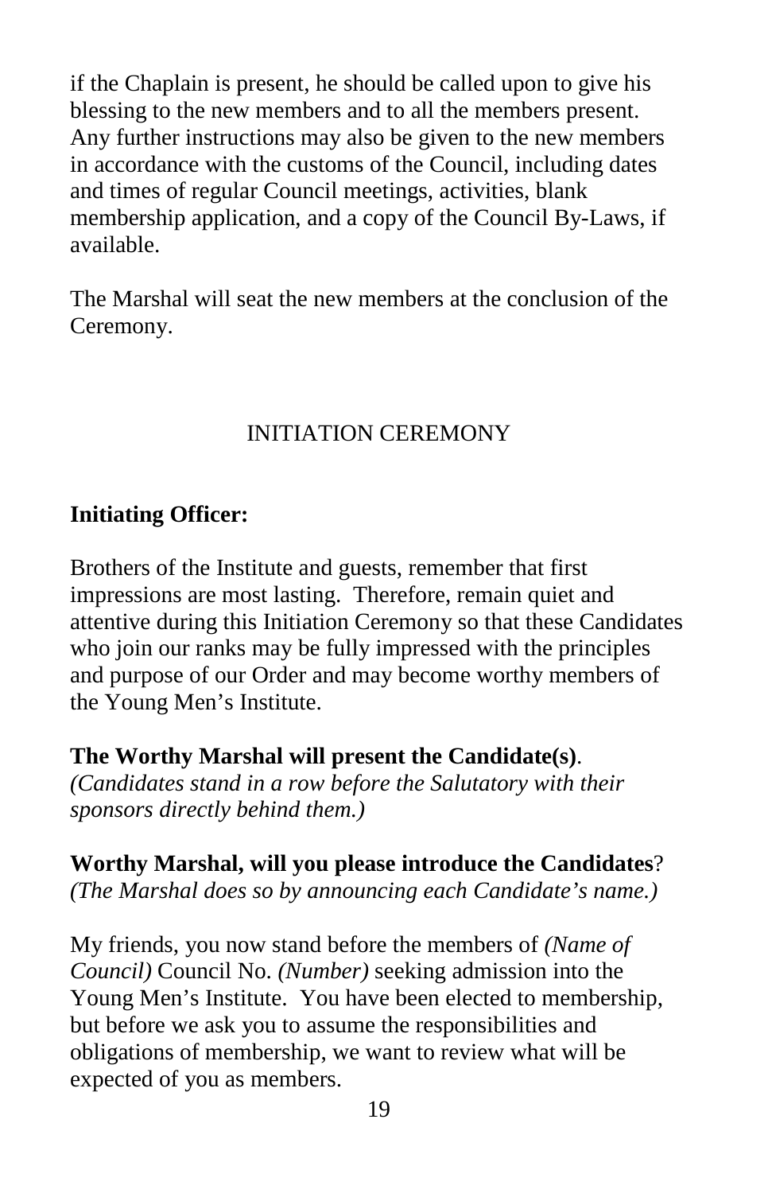if the Chaplain is present, he should be called upon to give his blessing to the new members and to all the members present. Any further instructions may also be given to the new members in accordance with the customs of the Council, including dates and times of regular Council meetings, activities, blank membership application, and a copy of the Council By-Laws, if available.

The Marshal will seat the new members at the conclusion of the Ceremony.

## INITIATION CEREMONY

**Initiating Officer:**

Brothers of the Institute and guests, remember that first impressions are most lasting. Therefore, remain quiet and attentive during this Initiation Ceremony so that these Candidates who join our ranks may be fully impressed with the principles and purpose of our Order and may become worthy members of the Young Men's Institute.

**The Worthy Marshal will present the Candidate(s)**.
*(Candidates stand in a row before the Salutatory with their sponsors directly behind them.)*

**Worthy Marshal, will you please introduce the Candidates**?
*(The Marshal does so by announcing each Candidate's name.)*

My friends, you now stand before the members of *(Name of Council)* Council No. *(Number)* seeking admission into the Young Men's Institute. You have been elected to membership, but before we ask you to assume the responsibilities and obligations of membership, we want to review what will be expected of you as members.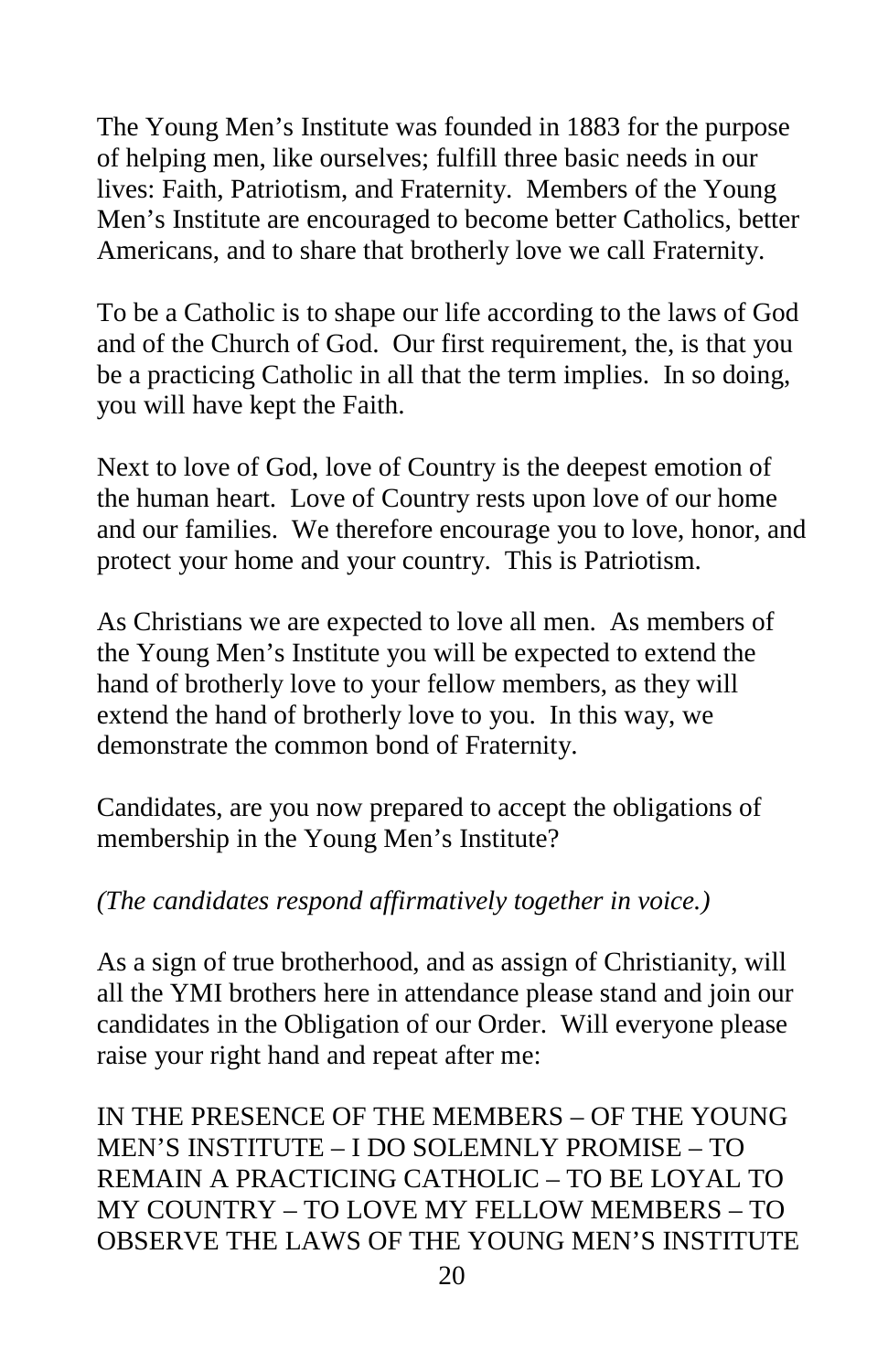The Young Men's Institute was founded in 1883 for the purpose of helping men, like ourselves; fulfill three basic needs in our lives: Faith, Patriotism, and Fraternity. Members of the Young Men's Institute are encouraged to become better Catholics, better Americans, and to share that brotherly love we call Fraternity.

To be a Catholic is to shape our life according to the laws of God and of the Church of God. Our first requirement, the, is that you be a practicing Catholic in all that the term implies. In so doing, you will have kept the Faith.

Next to love of God, love of Country is the deepest emotion of the human heart. Love of Country rests upon love of our home and our families. We therefore encourage you to love, honor, and protect your home and your country. This is Patriotism.

As Christians we are expected to love all men. As members of the Young Men's Institute you will be expected to extend the hand of brotherly love to your fellow members, as they will extend the hand of brotherly love to you. In this way, we demonstrate the common bond of Fraternity.

Candidates, are you now prepared to accept the obligations of membership in the Young Men's Institute?

*(The candidates respond affirmatively together in voice.)*

As a sign of true brotherhood, and as assign of Christianity, will all the YMI brothers here in attendance please stand and join our candidates in the Obligation of our Order. Will everyone please raise your right hand and repeat after me:

IN THE PRESENCE OF THE MEMBERS – OF THE YOUNG MEN'S INSTITUTE – I DO SOLEMNLY PROMISE – TO REMAIN A PRACTICING CATHOLIC – TO BE LOYAL TO MY COUNTRY – TO LOVE MY FELLOW MEMBERS – TO OBSERVE THE LAWS OF THE YOUNG MEN'S INSTITUTE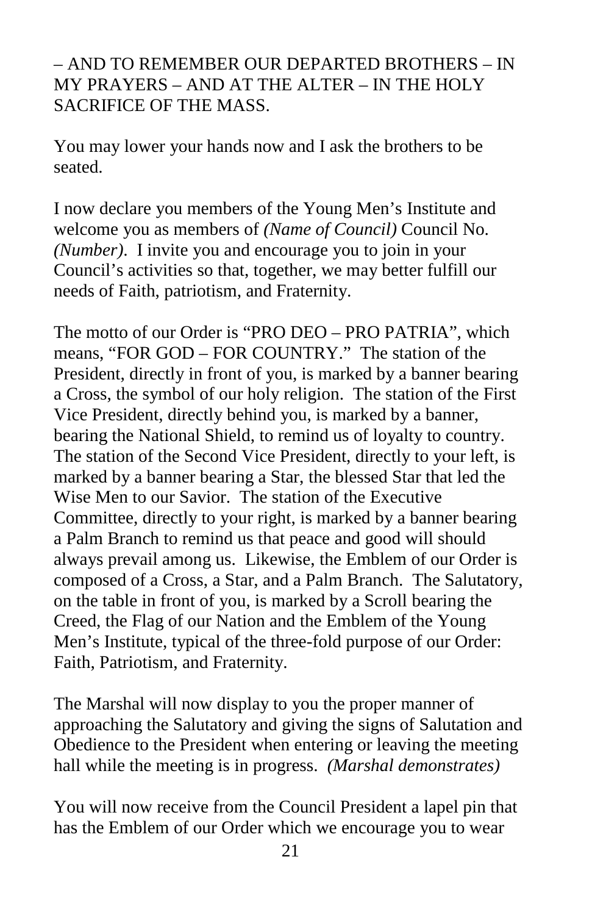– AND TO REMEMBER OUR DEPARTED BROTHERS – IN MY PRAYERS – AND AT THE ALTER – IN THE HOLY SACRIFICE OF THE MASS.

You may lower your hands now and I ask the brothers to be seated.

I now declare you members of the Young Men's Institute and welcome you as members of *(Name of Council)* Council No. *(Number)*. I invite you and encourage you to join in your Council's activities so that, together, we may better fulfill our needs of Faith, patriotism, and Fraternity.

The motto of our Order is "PRO DEO – PRO PATRIA", which means, "FOR GOD – FOR COUNTRY." The station of the President, directly in front of you, is marked by a banner bearing a Cross, the symbol of our holy religion. The station of the First Vice President, directly behind you, is marked by a banner, bearing the National Shield, to remind us of loyalty to country. The station of the Second Vice President, directly to your left, is marked by a banner bearing a Star, the blessed Star that led the Wise Men to our Savior. The station of the Executive Committee, directly to your right, is marked by a banner bearing a Palm Branch to remind us that peace and good will should always prevail among us. Likewise, the Emblem of our Order is composed of a Cross, a Star, and a Palm Branch. The Salutatory, on the table in front of you, is marked by a Scroll bearing the Creed, the Flag of our Nation and the Emblem of the Young Men's Institute, typical of the three-fold purpose of our Order: Faith, Patriotism, and Fraternity.

The Marshal will now display to you the proper manner of approaching the Salutatory and giving the signs of Salutation and Obedience to the President when entering or leaving the meeting hall while the meeting is in progress. *(Marshal demonstrates)*

You will now receive from the Council President a lapel pin that has the Emblem of our Order which we encourage you to wear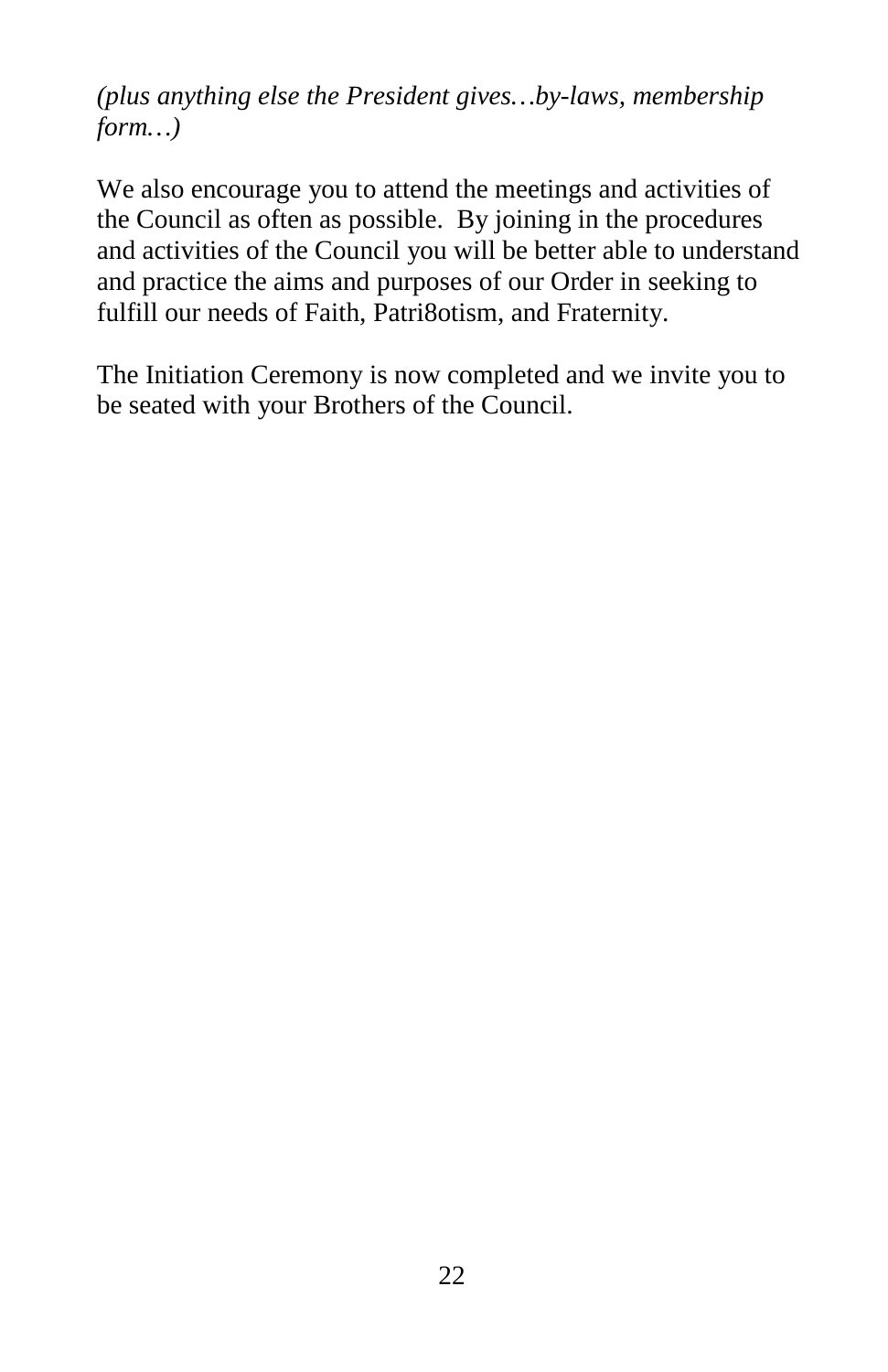*(plus anything else the President gives…by-laws, membership form…)*

We also encourage you to attend the meetings and activities of the Council as often as possible. By joining in the procedures and activities of the Council you will be better able to understand and practice the aims and purposes of our Order in seeking to fulfill our needs of Faith, Patri8otism, and Fraternity.

The Initiation Ceremony is now completed and we invite you to be seated with your Brothers of the Council.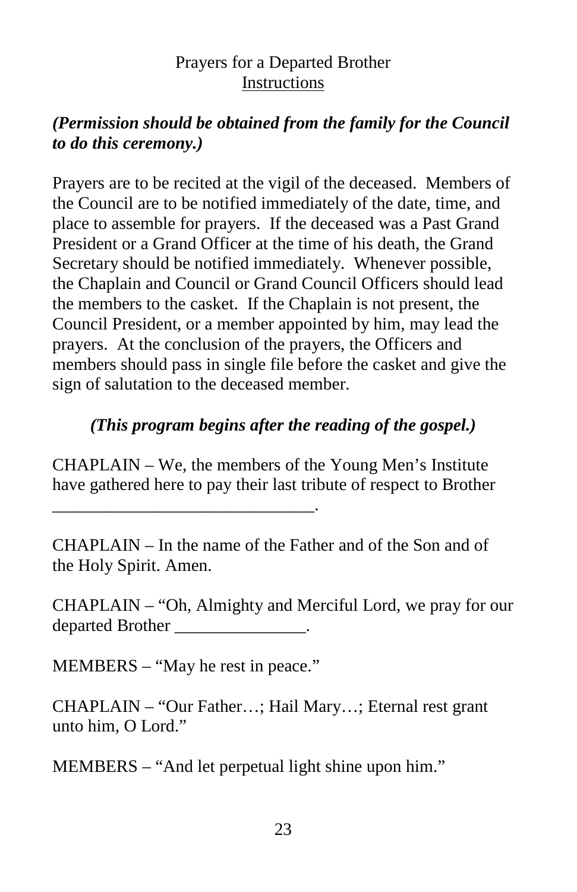## Prayers for a Departed Brother

### Instructions

***(Permission should be obtained from the family for the Council to do this ceremony.)***

Prayers are to be recited at the vigil of the deceased. Members of the Council are to be notified immediately of the date, time, and place to assemble for prayers. If the deceased was a Past Grand President or a Grand Officer at the time of his death, the Grand Secretary should be notified immediately. Whenever possible, the Chaplain and Council or Grand Council Officers should lead the members to the casket. If the Chaplain is not present, the Council President, or a member appointed by him, may lead the prayers. At the conclusion of the prayers, the Officers and members should pass in single file before the casket and give the sign of salutation to the deceased member.

***(This program begins after the reading of the gospel.)***

CHAPLAIN – We, the members of the Young Men's Institute have gathered here to pay their last tribute of respect to Brother ______________________________.

CHAPLAIN – In the name of the Father and of the Son and of the Holy Spirit. Amen.

CHAPLAIN – "Oh, Almighty and Merciful Lord, we pray for our departed Brother _______________.

MEMBERS – "May he rest in peace."

CHAPLAIN – "Our Father…; Hail Mary…; Eternal rest grant unto him, O Lord."

MEMBERS – "And let perpetual light shine upon him."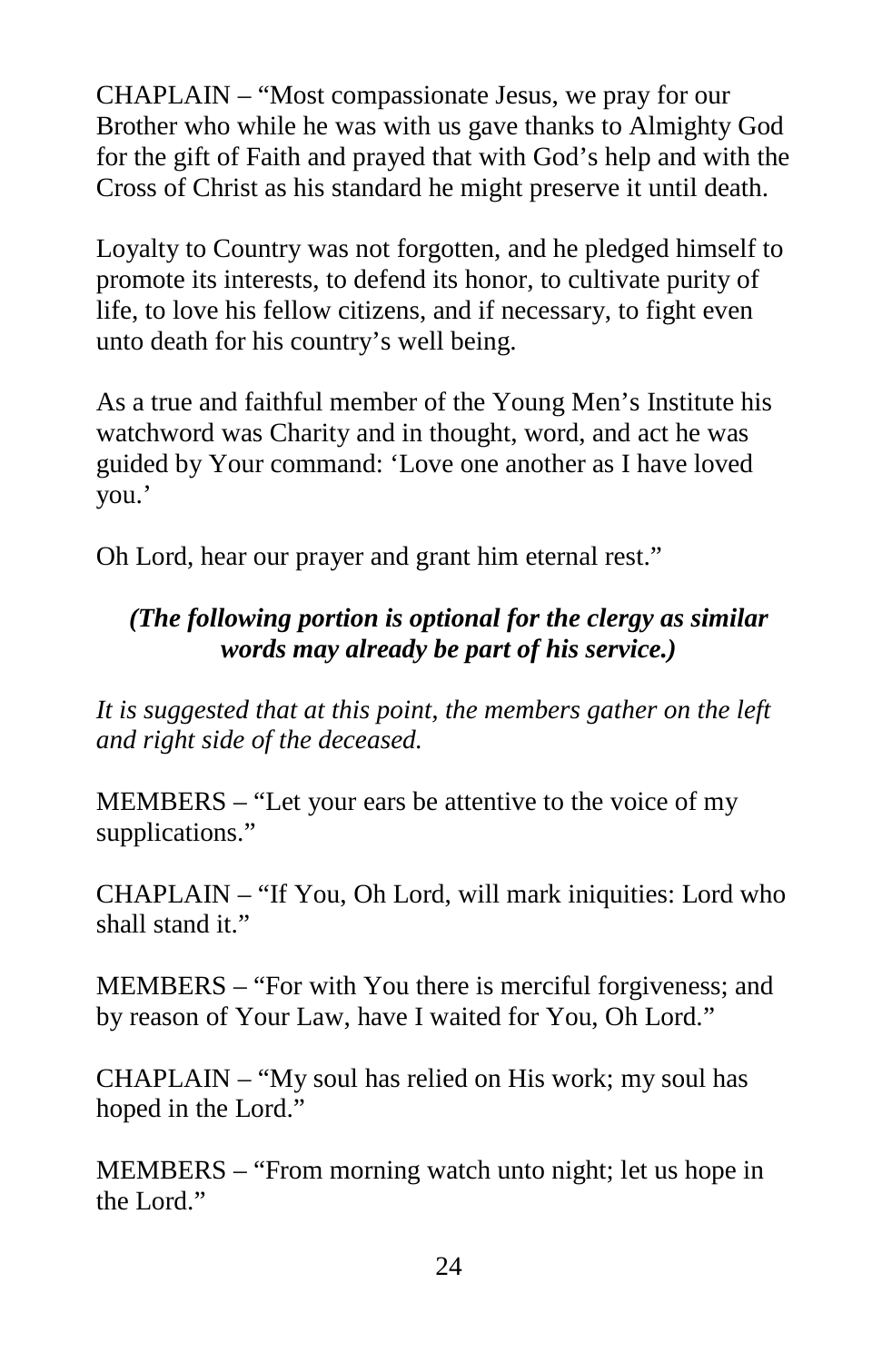CHAPLAIN – "Most compassionate Jesus, we pray for our Brother who while he was with us gave thanks to Almighty God for the gift of Faith and prayed that with God's help and with the Cross of Christ as his standard he might preserve it until death.

Loyalty to Country was not forgotten, and he pledged himself to promote its interests, to defend its honor, to cultivate purity of life, to love his fellow citizens, and if necessary, to fight even unto death for his country's well being.

As a true and faithful member of the Young Men's Institute his watchword was Charity and in thought, word, and act he was guided by Your command: 'Love one another as I have loved you.'

Oh Lord, hear our prayer and grant him eternal rest."

***(The following portion is optional for the clergy as similar words may already be part of his service.)***

*It is suggested that at this point, the members gather on the left and right side of the deceased.*

MEMBERS – "Let your ears be attentive to the voice of my supplications."

CHAPLAIN – "If You, Oh Lord, will mark iniquities: Lord who shall stand it."

MEMBERS – "For with You there is merciful forgiveness; and by reason of Your Law, have I waited for You, Oh Lord."

CHAPLAIN – "My soul has relied on His work; my soul has hoped in the Lord."

MEMBERS – "From morning watch unto night; let us hope in the Lord."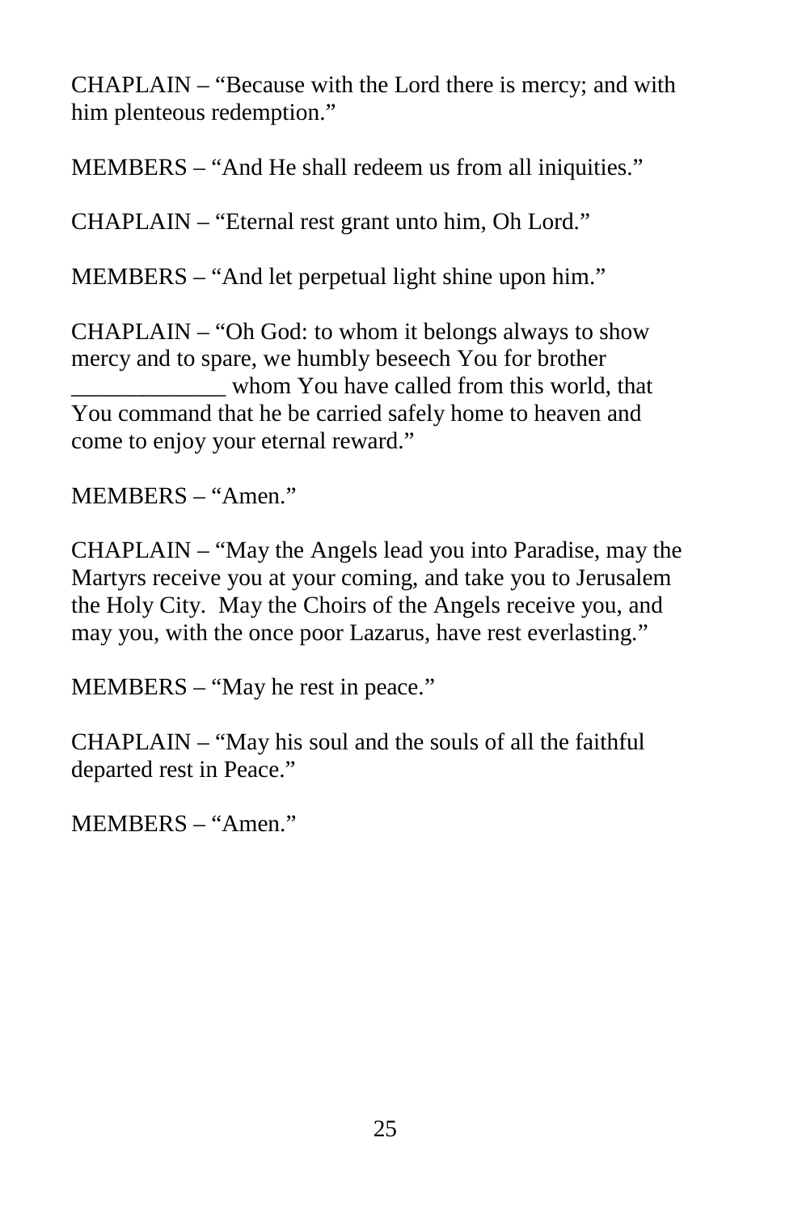CHAPLAIN – "Because with the Lord there is mercy; and with him plenteous redemption."

MEMBERS – "And He shall redeem us from all iniquities."

CHAPLAIN – "Eternal rest grant unto him, Oh Lord."

MEMBERS – "And let perpetual light shine upon him."

CHAPLAIN – "Oh God: to whom it belongs always to show mercy and to spare, we humbly beseech You for brother _____________ whom You have called from this world, that You command that he be carried safely home to heaven and come to enjoy your eternal reward."

MEMBERS – "Amen."

CHAPLAIN – "May the Angels lead you into Paradise, may the Martyrs receive you at your coming, and take you to Jerusalem the Holy City. May the Choirs of the Angels receive you, and may you, with the once poor Lazarus, have rest everlasting."

MEMBERS – "May he rest in peace."

CHAPLAIN – "May his soul and the souls of all the faithful departed rest in Peace."

MEMBERS – "Amen."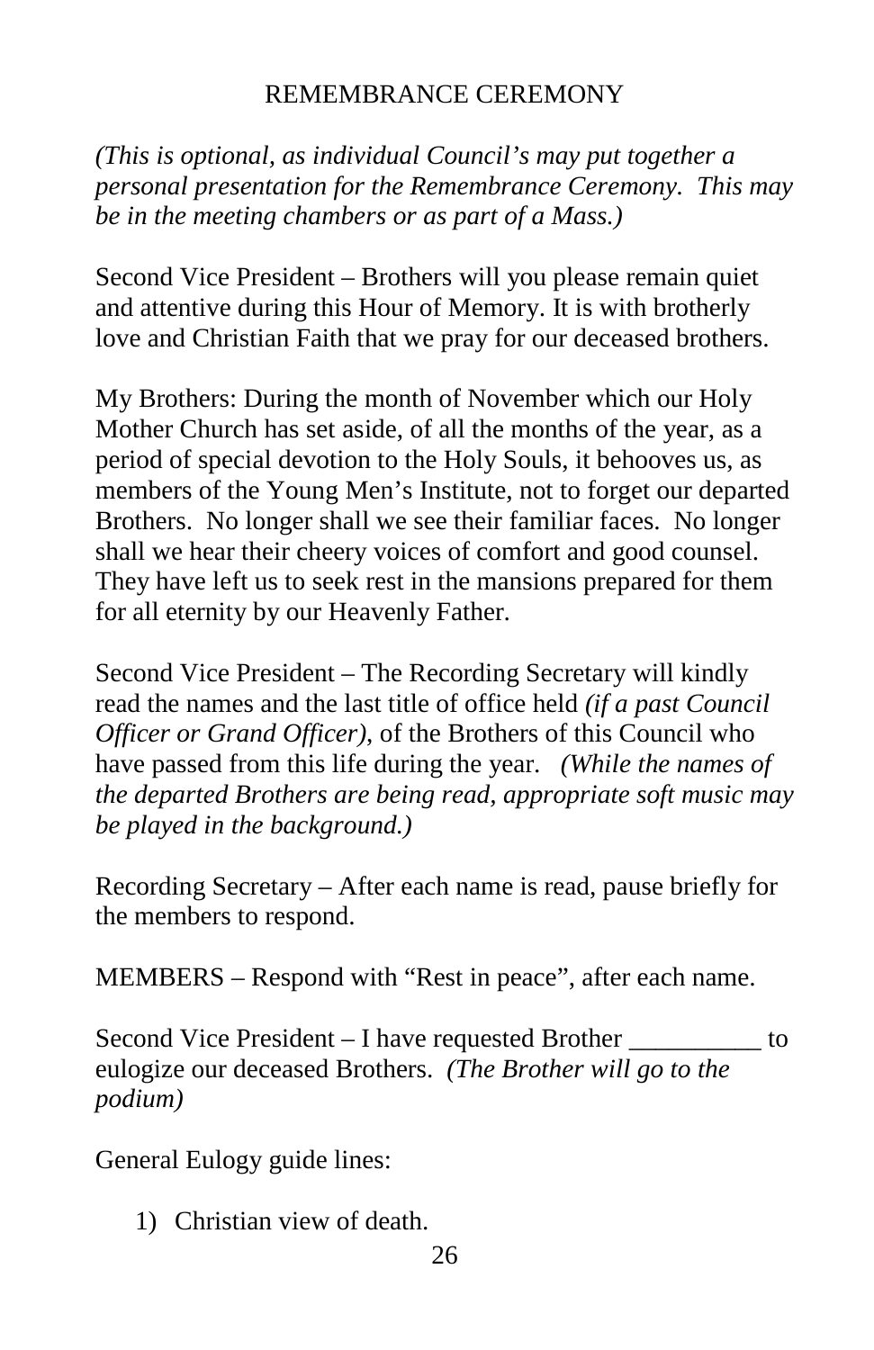# REMEMBRANCE CEREMONY

*(This is optional, as individual Council's may put together a personal presentation for the Remembrance Ceremony. This may be in the meeting chambers or as part of a Mass.)*

Second Vice President – Brothers will you please remain quiet and attentive during this Hour of Memory. It is with brotherly love and Christian Faith that we pray for our deceased brothers.

My Brothers: During the month of November which our Holy Mother Church has set aside, of all the months of the year, as a period of special devotion to the Holy Souls, it behooves us, as members of the Young Men's Institute, not to forget our departed Brothers. No longer shall we see their familiar faces. No longer shall we hear their cheery voices of comfort and good counsel. They have left us to seek rest in the mansions prepared for them for all eternity by our Heavenly Father.

Second Vice President – The Recording Secretary will kindly read the names and the last title of office held *(if a past Council Officer or Grand Officer)*, of the Brothers of this Council who have passed from this life during the year. *(While the names of the departed Brothers are being read, appropriate soft music may be played in the background.)*

Recording Secretary – After each name is read, pause briefly for the members to respond.

MEMBERS – Respond with "Rest in peace", after each name.

Second Vice President – I have requested Brother __________ to eulogize our deceased Brothers. *(The Brother will go to the podium)*

General Eulogy guide lines:

1) Christian view of death.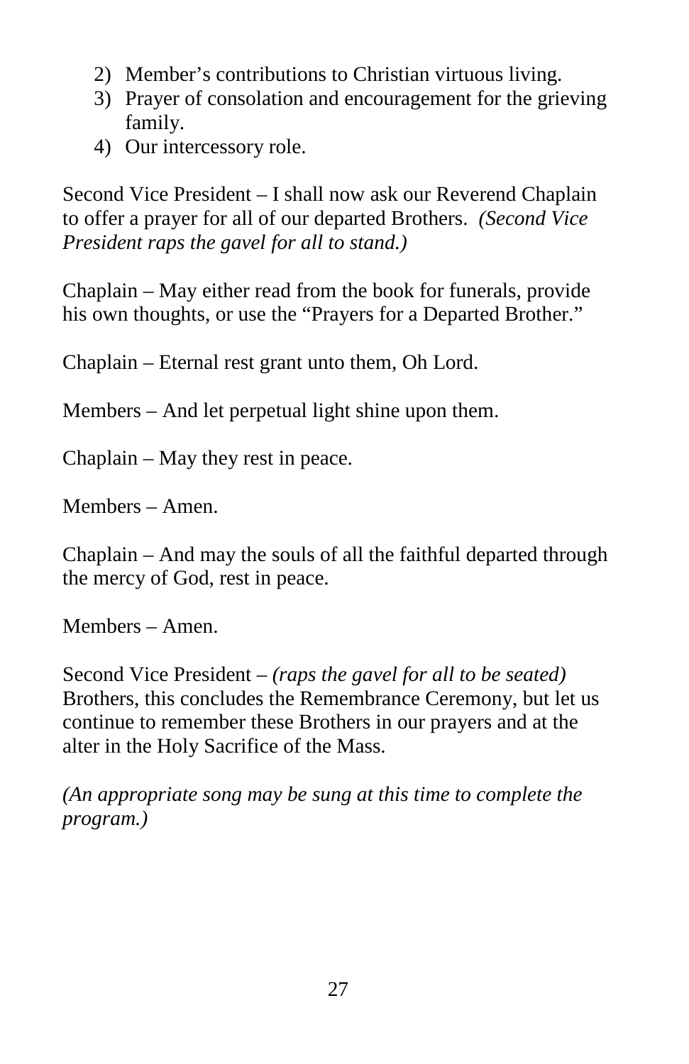2) Member's contributions to Christian virtuous living.
3) Prayer of consolation and encouragement for the grieving family.
4) Our intercessory role.

Second Vice President – I shall now ask our Reverend Chaplain to offer a prayer for all of our departed Brothers. *(Second Vice President raps the gavel for all to stand.)*

Chaplain – May either read from the book for funerals, provide his own thoughts, or use the "Prayers for a Departed Brother."

Chaplain – Eternal rest grant unto them, Oh Lord.

Members – And let perpetual light shine upon them.

Chaplain – May they rest in peace.

Members – Amen.

Chaplain – And may the souls of all the faithful departed through the mercy of God, rest in peace.

Members – Amen.

Second Vice President – *(raps the gavel for all to be seated)* Brothers, this concludes the Remembrance Ceremony, but let us continue to remember these Brothers in our prayers and at the alter in the Holy Sacrifice of the Mass.

*(An appropriate song may be sung at this time to complete the program.)*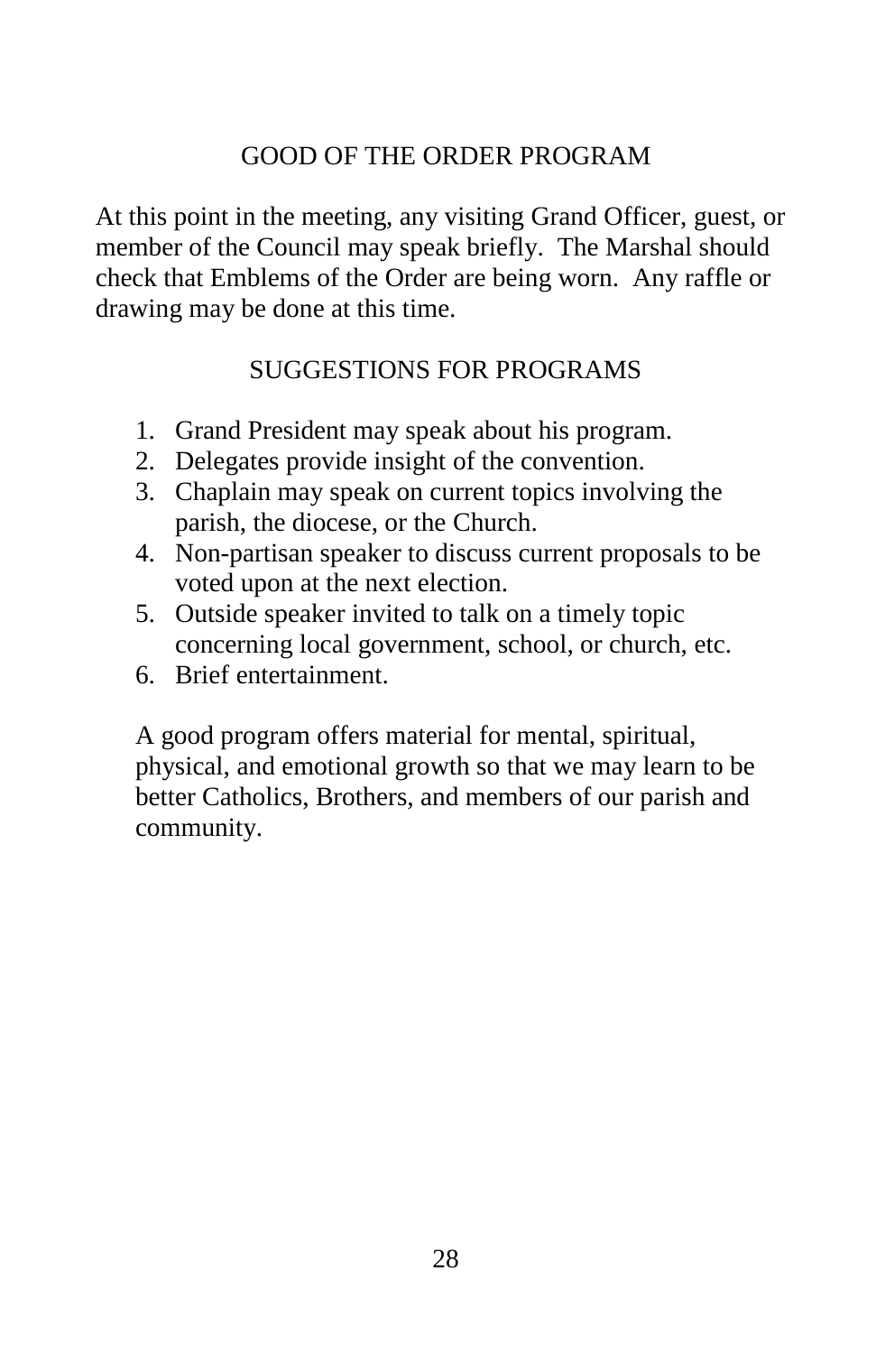## GOOD OF THE ORDER PROGRAM

At this point in the meeting, any visiting Grand Officer, guest, or member of the Council may speak briefly.  The Marshal should check that Emblems of the Order are being worn.  Any raffle or drawing may be done at this time.

## SUGGESTIONS FOR PROGRAMS

1. Grand President may speak about his program.
2. Delegates provide insight of the convention.
3. Chaplain may speak on current topics involving the parish, the diocese, or the Church.
4. Non-partisan speaker to discuss current proposals to be voted upon at the next election.
5. Outside speaker invited to talk on a timely topic concerning local government, school, or church, etc.
6. Brief entertainment.

A good program offers material for mental, spiritual, physical, and emotional growth so that we may learn to be better Catholics, Brothers, and members of our parish and community.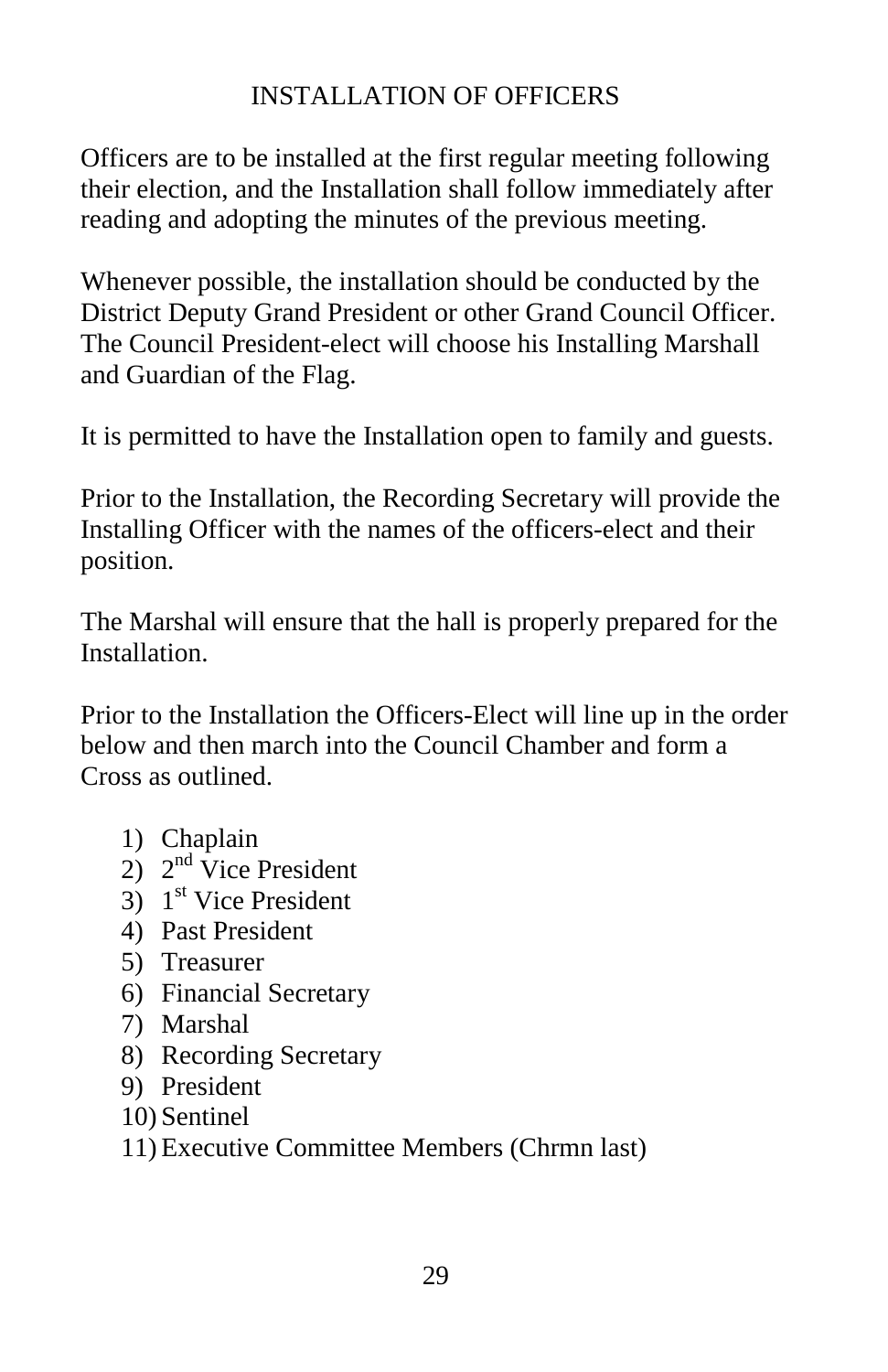# INSTALLATION OF OFFICERS

Officers are to be installed at the first regular meeting following their election, and the Installation shall follow immediately after reading and adopting the minutes of the previous meeting.

Whenever possible, the installation should be conducted by the District Deputy Grand President or other Grand Council Officer. The Council President-elect will choose his Installing Marshall and Guardian of the Flag.

It is permitted to have the Installation open to family and guests.

Prior to the Installation, the Recording Secretary will provide the Installing Officer with the names of the officers-elect and their position.

The Marshal will ensure that the hall is properly prepared for the Installation.

Prior to the Installation the Officers-Elect will line up in the order below and then march into the Council Chamber and form a Cross as outlined.

1) Chaplain
2) 2nd Vice President
3) 1st Vice President
4) Past President
5) Treasurer
6) Financial Secretary
7) Marshal
8) Recording Secretary
9) President
10) Sentinel
11) Executive Committee Members (Chrmn last)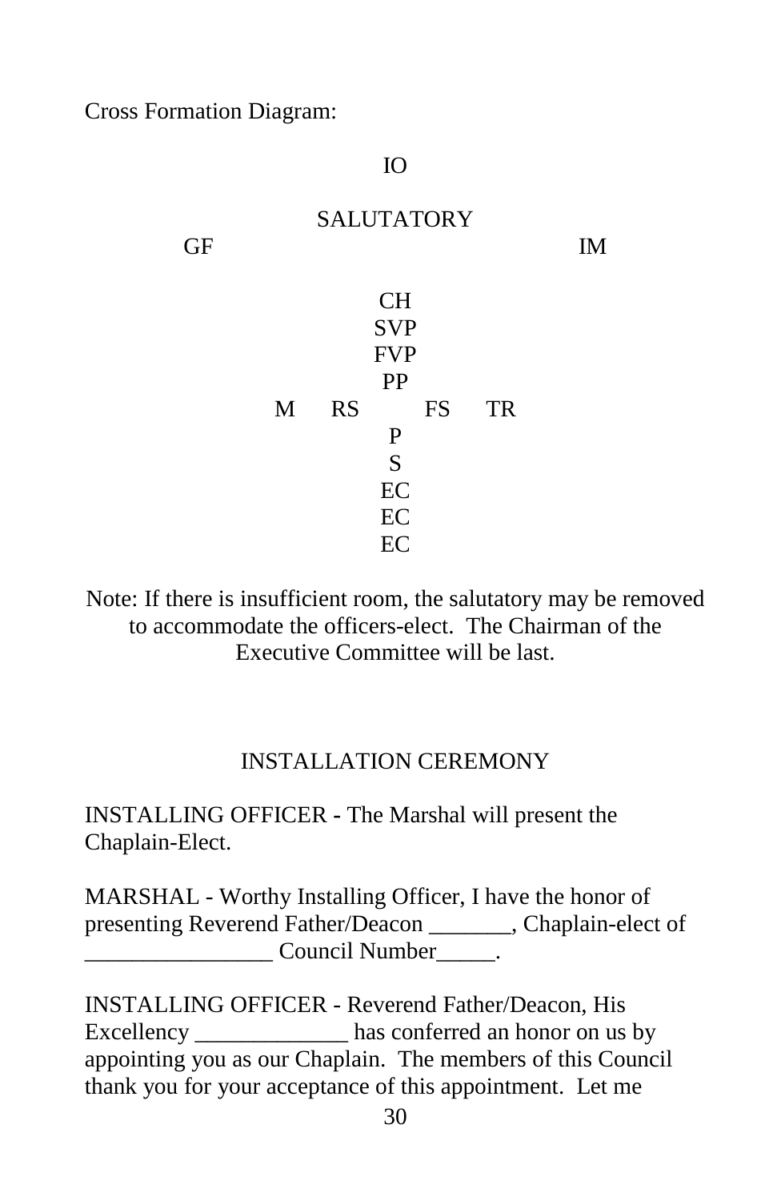Cross Formation Diagram:

```
                          IO

                      SALUTATORY
       GF                                        IM

                          CH
                          SVP
                          FVP
                          PP
                 M    RS       FS    TR
                          P
                          S
                          EC
                          EC
                          EC
```

Note: If there is insufficient room, the salutatory may be removed to accommodate the officers-elect. The Chairman of the Executive Committee will be last.

## INSTALLATION CEREMONY

INSTALLING OFFICER - The Marshal will present the Chaplain-Elect.

MARSHAL - Worthy Installing Officer, I have the honor of presenting Reverend Father/Deacon _______, Chaplain-elect of ________________ Council Number_____.

INSTALLING OFFICER - Reverend Father/Deacon, His Excellency _____________ has conferred an honor on us by appointing you as our Chaplain. The members of this Council thank you for your acceptance of this appointment. Let me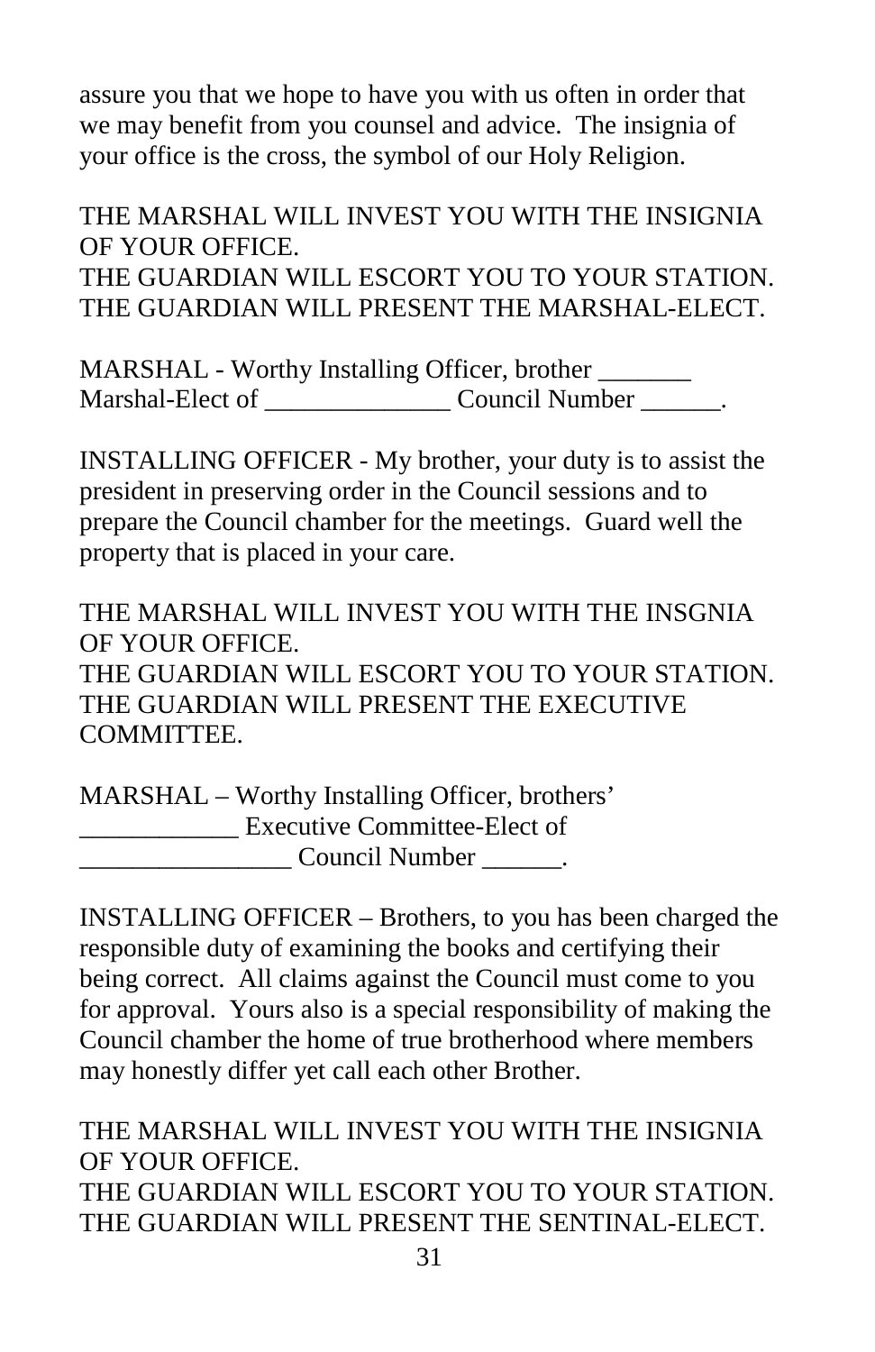assure you that we hope to have you with us often in order that we may benefit from you counsel and advice. The insignia of your office is the cross, the symbol of our Holy Religion.

THE MARSHAL WILL INVEST YOU WITH THE INSIGNIA OF YOUR OFFICE.
THE GUARDIAN WILL ESCORT YOU TO YOUR STATION.
THE GUARDIAN WILL PRESENT THE MARSHAL-ELECT.

MARSHAL - Worthy Installing Officer, brother _______ Marshal-Elect of ______________ Council Number ______.

INSTALLING OFFICER - My brother, your duty is to assist the president in preserving order in the Council sessions and to prepare the Council chamber for the meetings. Guard well the property that is placed in your care.

THE MARSHAL WILL INVEST YOU WITH THE INSGNIA OF YOUR OFFICE.
THE GUARDIAN WILL ESCORT YOU TO YOUR STATION.
THE GUARDIAN WILL PRESENT THE EXECUTIVE COMMITTEE.

MARSHAL – Worthy Installing Officer, brothers' ____________ Executive Committee-Elect of ________________ Council Number ______.

INSTALLING OFFICER – Brothers, to you has been charged the responsible duty of examining the books and certifying their being correct. All claims against the Council must come to you for approval. Yours also is a special responsibility of making the Council chamber the home of true brotherhood where members may honestly differ yet call each other Brother.

THE MARSHAL WILL INVEST YOU WITH THE INSIGNIA OF YOUR OFFICE.
THE GUARDIAN WILL ESCORT YOU TO YOUR STATION.
THE GUARDIAN WILL PRESENT THE SENTINAL-ELECT.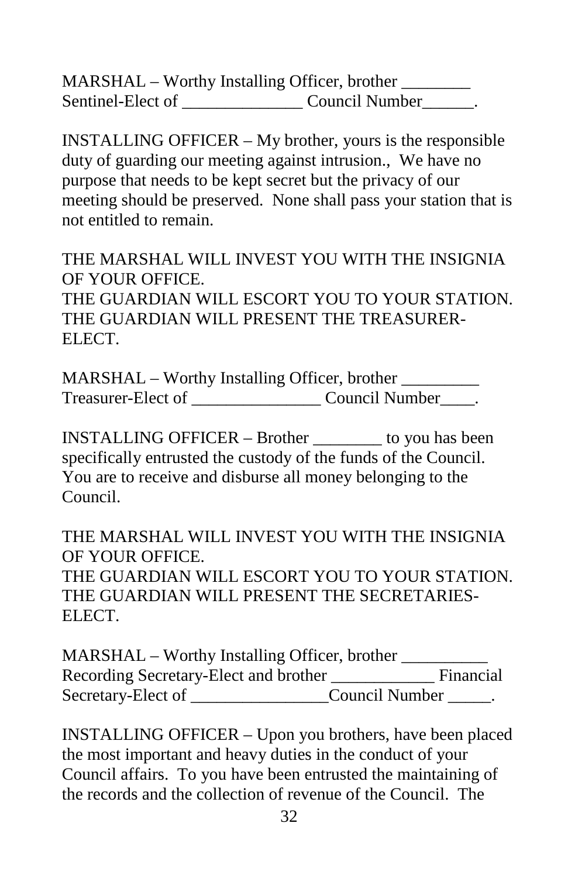MARSHAL – Worthy Installing Officer, brother ________ Sentinel-Elect of ______________ Council Number______.

INSTALLING OFFICER – My brother, yours is the responsible duty of guarding our meeting against intrusion., We have no purpose that needs to be kept secret but the privacy of our meeting should be preserved. None shall pass your station that is not entitled to remain.

THE MARSHAL WILL INVEST YOU WITH THE INSIGNIA OF YOUR OFFICE.
THE GUARDIAN WILL ESCORT YOU TO YOUR STATION.
THE GUARDIAN WILL PRESENT THE TREASURER-ELECT.

MARSHAL – Worthy Installing Officer, brother _________ Treasurer-Elect of _______________ Council Number____.

INSTALLING OFFICER – Brother ________ to you has been specifically entrusted the custody of the funds of the Council. You are to receive and disburse all money belonging to the Council.

THE MARSHAL WILL INVEST YOU WITH THE INSIGNIA OF YOUR OFFICE.
THE GUARDIAN WILL ESCORT YOU TO YOUR STATION.
THE GUARDIAN WILL PRESENT THE SECRETARIES-ELECT.

MARSHAL – Worthy Installing Officer, brother __________ Recording Secretary-Elect and brother ____________ Financial Secretary-Elect of ________________Council Number _____.

INSTALLING OFFICER – Upon you brothers, have been placed the most important and heavy duties in the conduct of your Council affairs. To you have been entrusted the maintaining of the records and the collection of revenue of the Council. The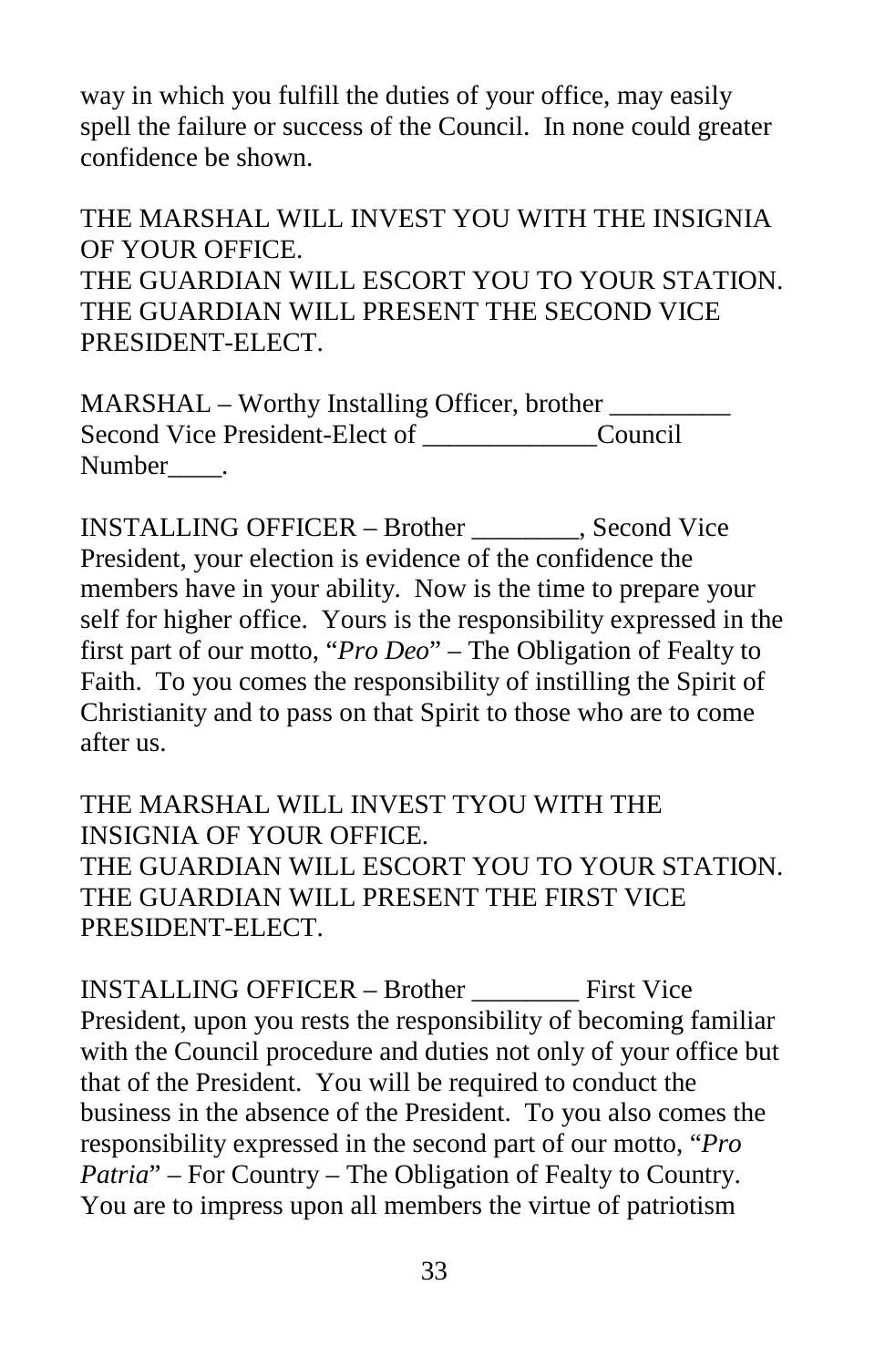way in which you fulfill the duties of your office, may easily spell the failure or success of the Council. In none could greater confidence be shown.

THE MARSHAL WILL INVEST YOU WITH THE INSIGNIA OF YOUR OFFICE.
THE GUARDIAN WILL ESCORT YOU TO YOUR STATION.
THE GUARDIAN WILL PRESENT THE SECOND VICE PRESIDENT-ELECT.

MARSHAL – Worthy Installing Officer, brother _________ Second Vice President-Elect of _____________Council Number____.

INSTALLING OFFICER – Brother ________, Second Vice President, your election is evidence of the confidence the members have in your ability. Now is the time to prepare your self for higher office. Yours is the responsibility expressed in the first part of our motto, "*Pro Deo*" – The Obligation of Fealty to Faith. To you comes the responsibility of instilling the Spirit of Christianity and to pass on that Spirit to those who are to come after us.

THE MARSHAL WILL INVEST TYOU WITH THE INSIGNIA OF YOUR OFFICE.
THE GUARDIAN WILL ESCORT YOU TO YOUR STATION.
THE GUARDIAN WILL PRESENT THE FIRST VICE PRESIDENT-ELECT.

INSTALLING OFFICER – Brother ________ First Vice President, upon you rests the responsibility of becoming familiar with the Council procedure and duties not only of your office but that of the President. You will be required to conduct the business in the absence of the President. To you also comes the responsibility expressed in the second part of our motto, "*Pro Patria*" – For Country – The Obligation of Fealty to Country. You are to impress upon all members the virtue of patriotism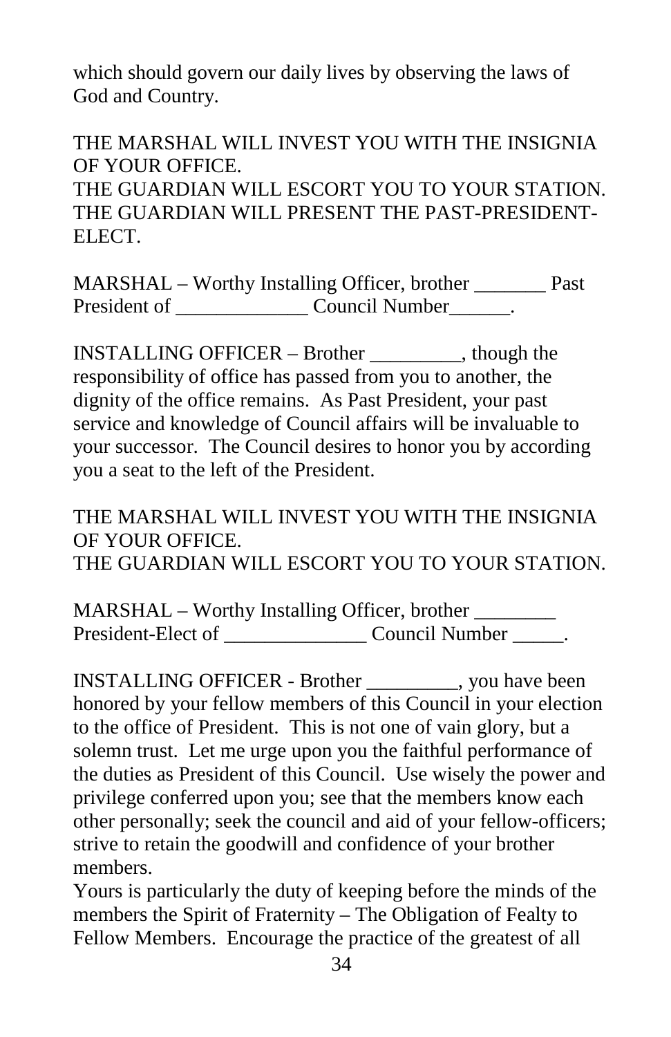which should govern our daily lives by observing the laws of God and Country.

THE MARSHAL WILL INVEST YOU WITH THE INSIGNIA OF YOUR OFFICE.
THE GUARDIAN WILL ESCORT YOU TO YOUR STATION.
THE GUARDIAN WILL PRESENT THE PAST-PRESIDENT-ELECT.

MARSHAL – Worthy Installing Officer, brother _______ Past President of _____________ Council Number______.

INSTALLING OFFICER – Brother _________, though the responsibility of office has passed from you to another, the dignity of the office remains. As Past President, your past service and knowledge of Council affairs will be invaluable to your successor. The Council desires to honor you by according you a seat to the left of the President.

THE MARSHAL WILL INVEST YOU WITH THE INSIGNIA OF YOUR OFFICE.
THE GUARDIAN WILL ESCORT YOU TO YOUR STATION.

MARSHAL – Worthy Installing Officer, brother ________ President-Elect of ______________ Council Number _____.

INSTALLING OFFICER - Brother _________, you have been honored by your fellow members of this Council in your election to the office of President. This is not one of vain glory, but a solemn trust. Let me urge upon you the faithful performance of the duties as President of this Council. Use wisely the power and privilege conferred upon you; see that the members know each other personally; seek the council and aid of your fellow-officers; strive to retain the goodwill and confidence of your brother members.
Yours is particularly the duty of keeping before the minds of the members the Spirit of Fraternity – The Obligation of Fealty to Fellow Members. Encourage the practice of the greatest of all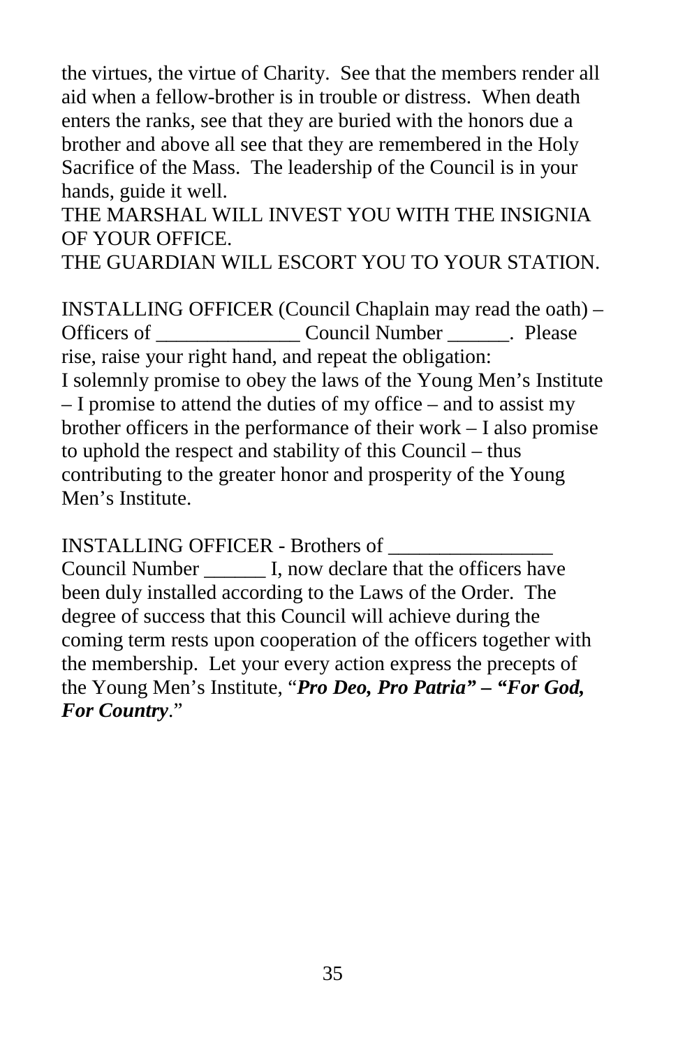the virtues, the virtue of Charity. See that the members render all aid when a fellow-brother is in trouble or distress. When death enters the ranks, see that they are buried with the honors due a brother and above all see that they are remembered in the Holy Sacrifice of the Mass. The leadership of the Council is in your hands, guide it well.
THE MARSHAL WILL INVEST YOU WITH THE INSIGNIA OF YOUR OFFICE.
THE GUARDIAN WILL ESCORT YOU TO YOUR STATION.

INSTALLING OFFICER (Council Chaplain may read the oath) – Officers of ______________ Council Number ______. Please rise, raise your right hand, and repeat the obligation:
I solemnly promise to obey the laws of the Young Men's Institute – I promise to attend the duties of my office – and to assist my brother officers in the performance of their work – I also promise to uphold the respect and stability of this Council – thus contributing to the greater honor and prosperity of the Young Men's Institute.

INSTALLING OFFICER - Brothers of ________________ Council Number ______ I, now declare that the officers have been duly installed according to the Laws of the Order. The degree of success that this Council will achieve during the coming term rests upon cooperation of the officers together with the membership. Let your every action express the precepts of the Young Men's Institute, "***Pro Deo, Pro Patria" – "For God, For Country***."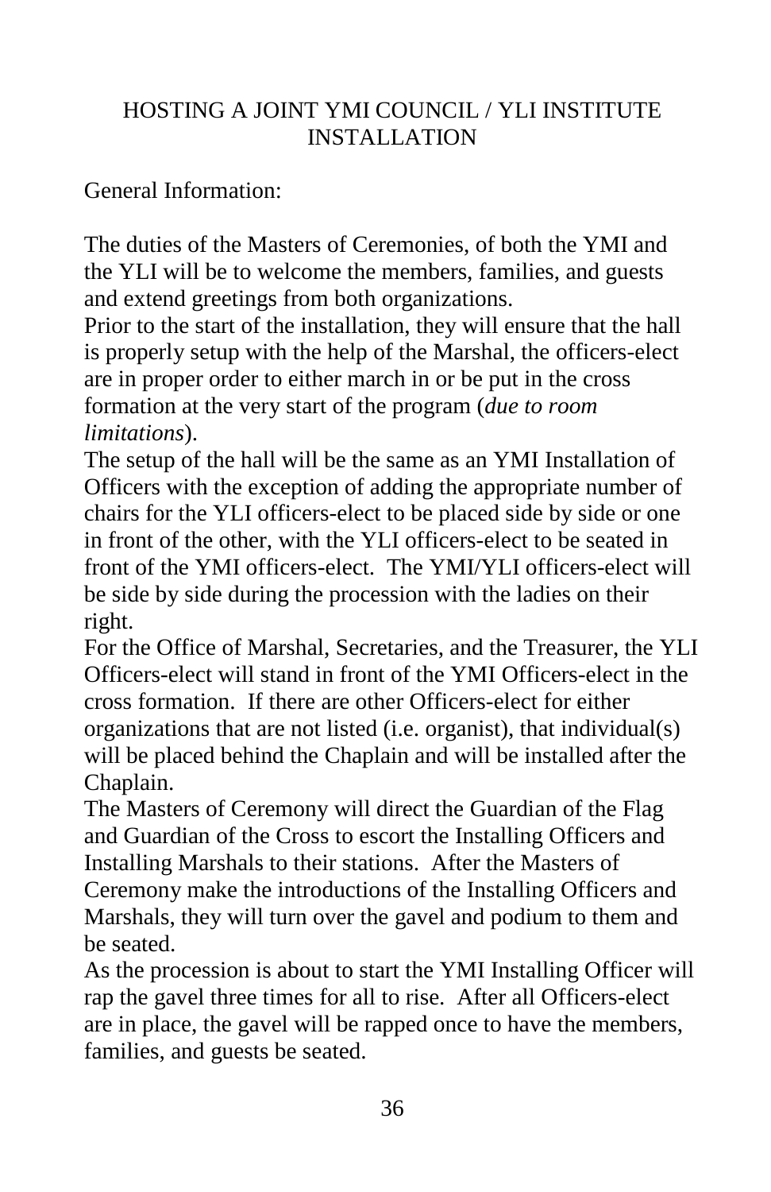# HOSTING A JOINT YMI COUNCIL / YLI INSTITUTE INSTALLATION

General Information:

The duties of the Masters of Ceremonies, of both the YMI and the YLI will be to welcome the members, families, and guests and extend greetings from both organizations.

Prior to the start of the installation, they will ensure that the hall is properly setup with the help of the Marshal, the officers-elect are in proper order to either march in or be put in the cross formation at the very start of the program (*due to room limitations*).

The setup of the hall will be the same as an YMI Installation of Officers with the exception of adding the appropriate number of chairs for the YLI officers-elect to be placed side by side or one in front of the other, with the YLI officers-elect to be seated in front of the YMI officers-elect. The YMI/YLI officers-elect will be side by side during the procession with the ladies on their right.

For the Office of Marshal, Secretaries, and the Treasurer, the YLI Officers-elect will stand in front of the YMI Officers-elect in the cross formation. If there are other Officers-elect for either organizations that are not listed (i.e. organist), that individual(s) will be placed behind the Chaplain and will be installed after the Chaplain.

The Masters of Ceremony will direct the Guardian of the Flag and Guardian of the Cross to escort the Installing Officers and Installing Marshals to their stations. After the Masters of Ceremony make the introductions of the Installing Officers and Marshals, they will turn over the gavel and podium to them and be seated.

As the procession is about to start the YMI Installing Officer will rap the gavel three times for all to rise. After all Officers-elect are in place, the gavel will be rapped once to have the members, families, and guests be seated.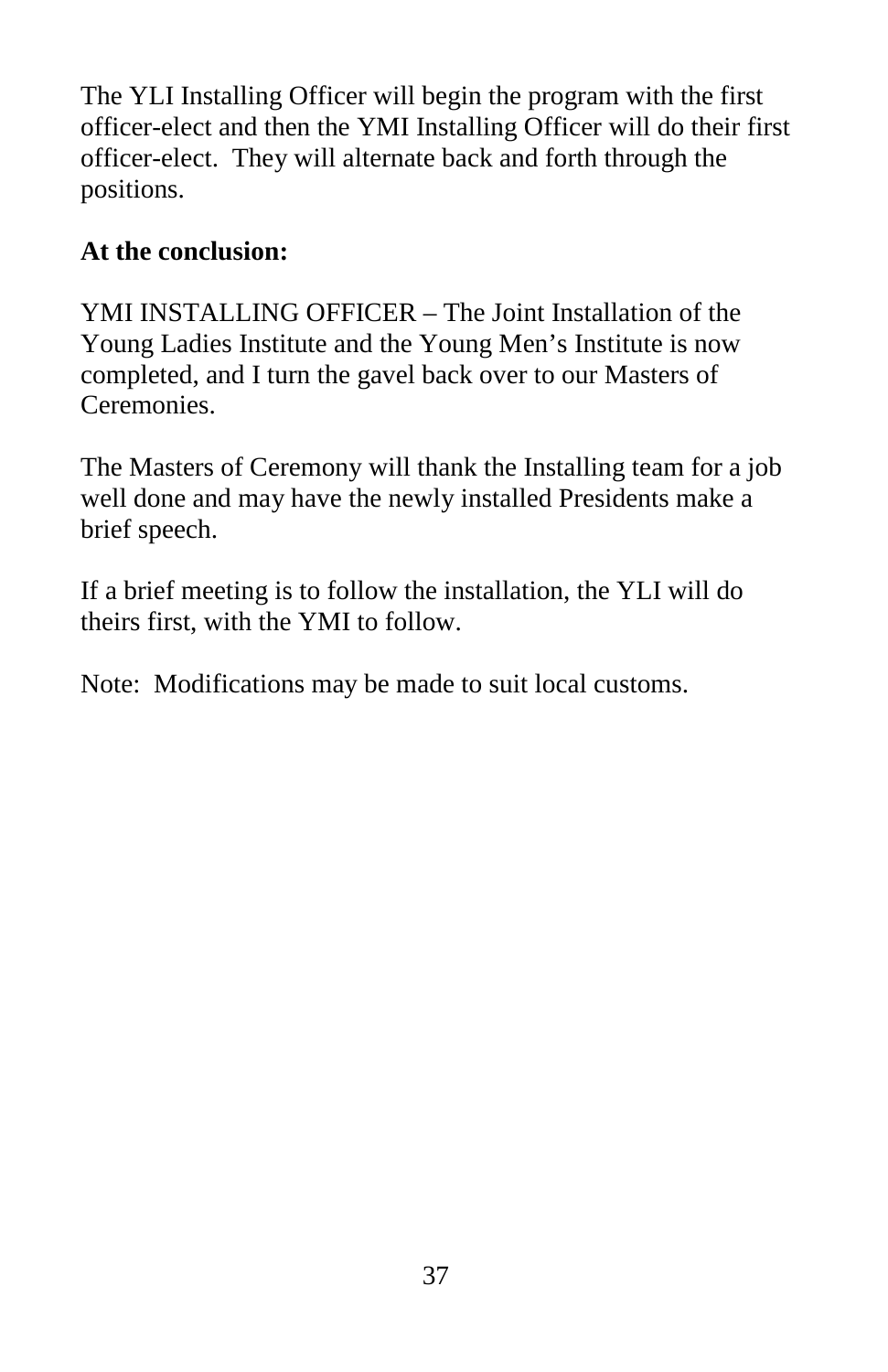The YLI Installing Officer will begin the program with the first officer-elect and then the YMI Installing Officer will do their first officer-elect. They will alternate back and forth through the positions.

**At the conclusion:**

YMI INSTALLING OFFICER – The Joint Installation of the Young Ladies Institute and the Young Men's Institute is now completed, and I turn the gavel back over to our Masters of Ceremonies.

The Masters of Ceremony will thank the Installing team for a job well done and may have the newly installed Presidents make a brief speech.

If a brief meeting is to follow the installation, the YLI will do theirs first, with the YMI to follow.

Note: Modifications may be made to suit local customs.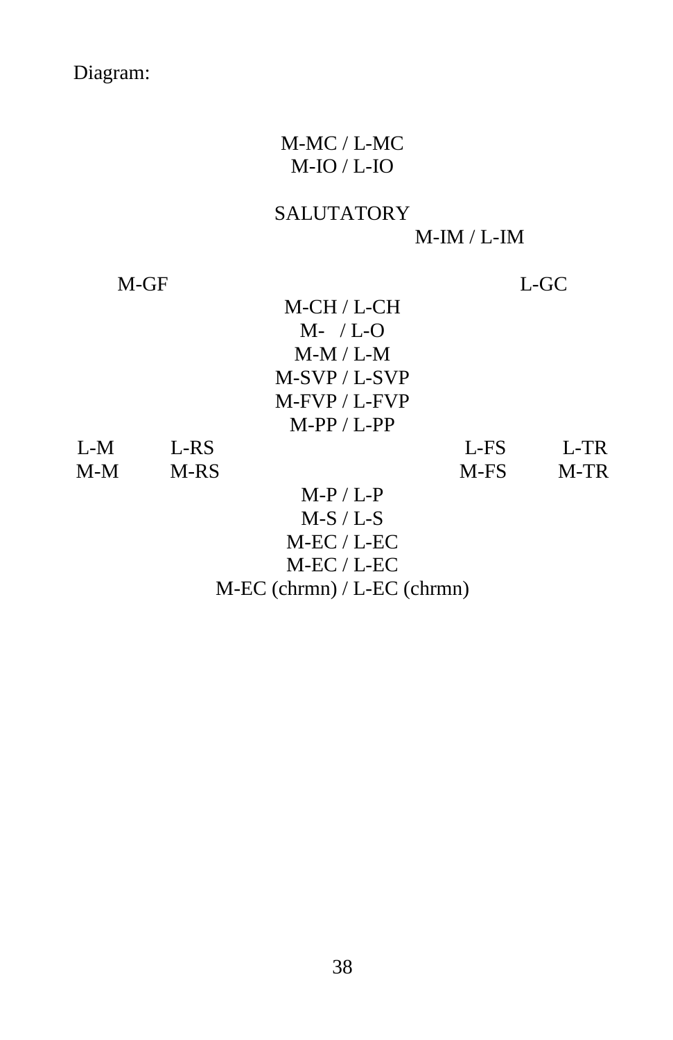Diagram:

```
                         M-MC / L-MC
                          M-IO / L-IO

                         SALUTATORY
                                        M-IM / L-IM

    M-GF                                              L-GC
                         M-CH / L-CH
                           M-   / L-O
                          M-M / L-M
                         M-SVP / L-SVP
                         M-FVP / L-FVP
                          M-PP / L-PP
L-M       L-RS                                 L-FS       L-TR
M-M       M-RS                                 M-FS       M-TR
                           M-P / L-P
                           M-S / L-S
                          M-EC / L-EC
                          M-EC / L-EC
                   M-EC (chrmn) / L-EC (chrmn)
```